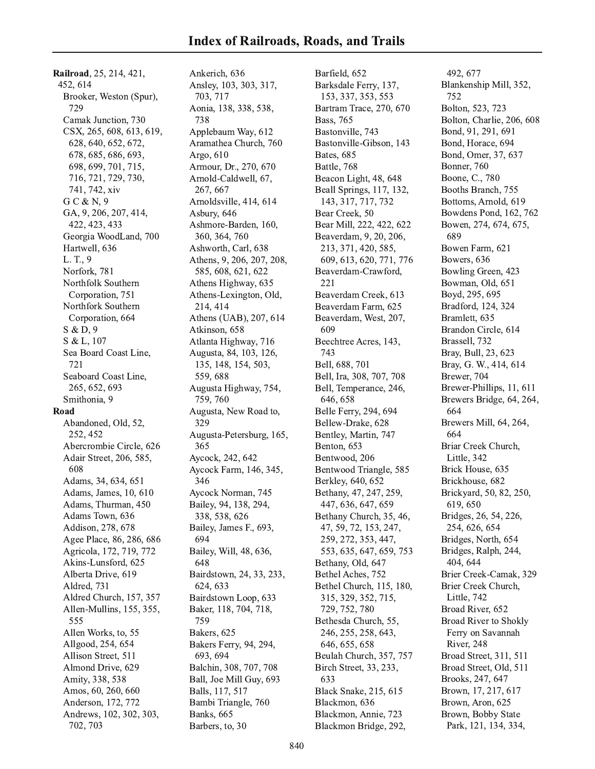# Index of Railroads, Roads, and Trails

**Railroad**, 25, 214, 421, 452, 614
- Brooker, Weston (Spur), 729
- Camak Junction, 730
- CSX, 265, 608, 613, 619, 628, 640, 652, 672, 678, 685, 686, 693, 698, 699, 701, 715, 716, 721, 729, 730, 741, 742, xiv
- G C & N, 9
- GA, 9, 206, 207, 414, 422, 423, 433
- Georgia WoodLand, 700
- Hartwell, 636
- L. T., 9
- Norfork, 781
- Northfolk Southern Corporation, 751
- Northfork Southern Corporation, 664
- S & D, 9
- S & L, 107
- Sea Board Coast Line, 721
- Seaboard Coast Line, 265, 652, 693
- Smithonia, 9

**Road**
- Abandoned, Old, 52, 252, 452
- Abercrombie Circle, 626
- Adair Street, 206, 585, 608
- Adams, 34, 634, 651
- Adams, James, 10, 610
- Adams, Thurman, 450
- Adams Town, 636
- Addison, 278, 678
- Agee Place, 86, 286, 686
- Agricola, 172, 719, 772
- Akins-Lunsford, 625
- Alberta Drive, 619
- Aldred, 731
- Aldred Church, 157, 357
- Allen-Mullins, 155, 355, 555
- Allen Works, to, 55
- Allgood, 254, 654
- Allison Street, 511
- Almond Drive, 629
- Amity, 338, 538
- Amos, 60, 260, 660
- Anderson, 172, 772
- Andrews, 102, 302, 303, 702, 703
- Ankerich, 636
- Ansley, 103, 303, 317, 703, 717
- Aonia, 138, 338, 538, 738
- Applebaum Way, 612
- Aramathea Church, 760
- Argo, 610
- Armour, Dr., 270, 670
- Arnold-Caldwell, 67, 267, 667
- Arnoldsville, 414, 614
- Asbury, 646
- Ashmore-Barden, 160, 360, 364, 760
- Ashworth, Carl, 638
- Athens, 9, 206, 207, 208, 585, 608, 621, 622
- Athens Highway, 635
- Athens-Lexington, Old, 214, 414
- Athens (UAB), 207, 614
- Atkinson, 658
- Atlanta Highway, 716
- Augusta, 84, 103, 126, 135, 148, 154, 503, 559, 688
- Augusta Highway, 754, 759, 760
- Augusta, New Road to, 329
- Augusta-Petersburg, 165, 365
- Aycock, 242, 642
- Aycock Farm, 146, 345, 346
- Aycock Norman, 745
- Bailey, 94, 138, 294, 338, 538, 626
- Bailey, James F., 693, 694
- Bailey, Will, 48, 636, 648
- Bairdstown, 24, 33, 233, 624, 633
- Bairdstown Loop, 633
- Baker, 118, 704, 718, 759
- Bakers, 625
- Bakers Ferry, 94, 294, 693, 694
- Balchin, 308, 707, 708
- Ball, Joe Mill Guy, 693
- Balls, 117, 517
- Bambi Triangle, 760
- Banks, 665
- Barbers, to, 30
- Barfield, 652
- Barksdale Ferry, 137, 153, 337, 353, 553
- Bartram Trace, 270, 670
- Bass, 765
- Bastonville, 743
- Bastonville-Gibson, 143
- Bates, 685
- Battle, 768
- Beacon Light, 48, 648
- Beall Springs, 117, 132, 143, 317, 717, 732
- Bear Creek, 50
- Bear Mill, 222, 422, 622
- Beaverdam, 9, 20, 206, 213, 371, 420, 585, 609, 613, 620, 771, 776
- Beaverdam-Crawford, 221
- Beaverdam Creek, 613
- Beaverdam Farm, 625
- Beaverdam, West, 207, 609
- Beechtree Acres, 143, 743
- Bell, 688, 701
- Bell, Ira, 308, 707, 708
- Bell, Temperance, 246, 646, 658
- Belle Ferry, 294, 694
- Bellew-Drake, 628
- Bentley, Martin, 747
- Benton, 653
- Bentwood, 206
- Bentwood Triangle, 585
- Berkley, 640, 652
- Bethany, 47, 247, 259, 447, 636, 647, 659
- Bethany Church, 35, 46, 47, 59, 72, 153, 247, 259, 272, 353, 447, 553, 635, 647, 659, 753
- Bethany, Old, 647
- Bethel Aches, 752
- Bethel Church, 115, 180, 315, 329, 352, 715, 729, 752, 780
- Bethesda Church, 55, 246, 255, 258, 643, 646, 655, 658
- Beulah Church, 357, 757
- Birch Street, 33, 233, 633
- Black Snake, 215, 615
- Blackmon, 636
- Blackmon, Annie, 723
- Blackmon Bridge, 292, 492, 677
- Blankenship Mill, 352, 752
- Bolton, 523, 723
- Bolton, Charlie, 206, 608
- Bond, 91, 291, 691
- Bond, Horace, 694
- Bond, Omer, 37, 637
- Bonner, 760
- Boone, C., 780
- Booths Branch, 755
- Bottoms, Arnold, 619
- Bowdens Pond, 162, 762
- Bowen, 274, 674, 675, 689
- Bowen Farm, 621
- Bowers, 636
- Bowling Green, 423
- Bowman, Old, 651
- Boyd, 295, 695
- Bradford, 124, 324
- Bramlett, 635
- Brandon Circle, 614
- Brassell, 732
- Bray, Bull, 23, 623
- Bray, G. W., 414, 614
- Brewer, 704
- Brewer-Phillips, 11, 611
- Brewers Bridge, 64, 264, 664
- Brewers Mill, 64, 264, 664
- Briar Creek Church, Little, 342
- Brick House, 635
- Brickhouse, 682
- Brickyard, 50, 82, 250, 619, 650
- Bridges, 26, 54, 226, 254, 626, 654
- Bridges, North, 654
- Bridges, Ralph, 244, 404, 644
- Brier Creek-Camak, 329
- Brier Creek Church, Little, 742
- Broad River, 652
- Broad River to Shokly Ferry on Savannah River, 248
- Broad Street, 311, 511
- Broad Street, Old, 511
- Brooks, 247, 647
- Brown, 17, 217, 617
- Brown, Aron, 625
- Brown, Bobby State Park, 121, 134, 334,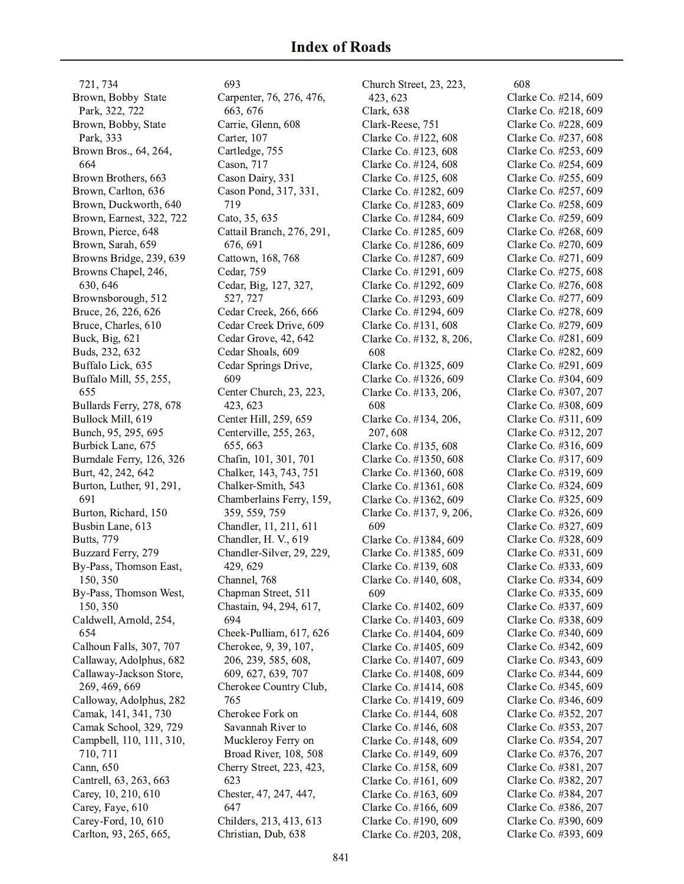# Index of Roads

721, 734
Brown, Bobby State Park, 322, 722
Brown, Bobby, State Park, 333
Brown Bros., 64, 264, 664
Brown Brothers, 663
Brown, Carlton, 636
Brown, Duckworth, 640
Brown, Earnest, 322, 722
Brown, Pierce, 648
Brown, Sarah, 659
Browns Bridge, 239, 639
Browns Chapel, 246, 630, 646
Brownsborough, 512
Bruce, 26, 226, 626
Bruce, Charles, 610
Buck, Big, 621
Buds, 232, 632
Buffalo Lick, 635
Buffalo Mill, 55, 255, 655
Bullards Ferry, 278, 678
Bullock Mill, 619
Bunch, 95, 295, 695
Burbick Lane, 675
Burndale Ferry, 126, 326
Burt, 42, 242, 642
Burton, Luther, 91, 291, 691
Burton, Richard, 150
Busbin Lane, 613
Butts, 779
Buzzard Ferry, 279
By-Pass, Thomson East, 150, 350
By-Pass, Thomson West, 150, 350
Caldwell, Arnold, 254, 654
Calhoun Falls, 307, 707
Callaway, Adolphus, 682
Callaway-Jackson Store, 269, 469, 669
Calloway, Adolphus, 282
Camak, 141, 341, 730
Camak School, 329, 729
Campbell, 110, 111, 310, 710, 711
Cann, 650
Cantrell, 63, 263, 663
Carey, 10, 210, 610
Carey, Faye, 610
Carey-Ford, 10, 610
Carlton, 93, 265, 665, 693
Carpenter, 76, 276, 476, 663, 676
Carrie, Glenn, 608
Carter, 107
Cartledge, 755
Cason, 717
Cason Dairy, 331
Cason Pond, 317, 331, 719
Cato, 35, 635
Cattail Branch, 276, 291, 676, 691
Cattown, 168, 768
Cedar, 759
Cedar, Big, 127, 327, 527, 727
Cedar Creek, 266, 666
Cedar Creek Drive, 609
Cedar Grove, 42, 642
Cedar Shoals, 609
Cedar Springs Drive, 609
Center Church, 23, 223, 423, 623
Center Hill, 259, 659
Centerville, 255, 263, 655, 663
Chafin, 101, 301, 701
Chalker, 143, 743, 751
Chalker-Smith, 543
Chamberlains Ferry, 159, 359, 559, 759
Chandler, 11, 211, 611
Chandler, H. V., 619
Chandler-Silver, 29, 229, 429, 629
Channel, 768
Chapman Street, 511
Chastain, 94, 294, 617, 694
Cheek-Pulliam, 617, 626
Cherokee, 9, 39, 107, 206, 239, 585, 608, 609, 627, 639, 707
Cherokee Country Club, 765
Cherokee Fork on Savannah River to Muckleroy Ferry on Broad River, 108, 508
Cherry Street, 223, 423, 623
Chester, 47, 247, 447, 647
Childers, 213, 413, 613
Christian, Dub, 638
Church Street, 23, 223, 423, 623
Clark, 638
Clark-Reese, 751
Clarke Co. #122, 608
Clarke Co. #123, 608
Clarke Co. #124, 608
Clarke Co. #125, 608
Clarke Co. #1282, 609
Clarke Co. #1283, 609
Clarke Co. #1284, 609
Clarke Co. #1285, 609
Clarke Co. #1286, 609
Clarke Co. #1287, 609
Clarke Co. #1291, 609
Clarke Co. #1292, 609
Clarke Co. #1293, 609
Clarke Co. #1294, 609
Clarke Co. #131, 608
Clarke Co. #132, 8, 206, 608
Clarke Co. #1325, 609
Clarke Co. #1326, 609
Clarke Co. #133, 206, 608
Clarke Co. #134, 206, 207, 608
Clarke Co. #135, 608
Clarke Co. #1350, 608
Clarke Co. #1360, 608
Clarke Co. #1361, 608
Clarke Co. #1362, 609
Clarke Co. #137, 9, 206, 609
Clarke Co. #1384, 609
Clarke Co. #1385, 609
Clarke Co. #139, 608
Clarke Co. #140, 608, 609
Clarke Co. #1402, 609
Clarke Co. #1403, 609
Clarke Co. #1404, 609
Clarke Co. #1405, 609
Clarke Co. #1407, 609
Clarke Co. #1408, 609
Clarke Co. #1414, 608
Clarke Co. #1419, 609
Clarke Co. #144, 608
Clarke Co. #146, 608
Clarke Co. #148, 609
Clarke Co. #149, 609
Clarke Co. #158, 609
Clarke Co. #161, 609
Clarke Co. #163, 609
Clarke Co. #166, 609
Clarke Co. #190, 609
Clarke Co. #203, 208, 608
Clarke Co. #214, 609
Clarke Co. #218, 609
Clarke Co. #228, 609
Clarke Co. #237, 608
Clarke Co. #253, 609
Clarke Co. #254, 609
Clarke Co. #255, 609
Clarke Co. #257, 609
Clarke Co. #258, 609
Clarke Co. #259, 609
Clarke Co. #268, 609
Clarke Co. #270, 609
Clarke Co. #271, 609
Clarke Co. #275, 608
Clarke Co. #276, 608
Clarke Co. #277, 609
Clarke Co. #278, 609
Clarke Co. #279, 609
Clarke Co. #281, 609
Clarke Co. #282, 609
Clarke Co. #291, 609
Clarke Co. #304, 609
Clarke Co. #307, 207
Clarke Co. #308, 609
Clarke Co. #311, 609
Clarke Co. #312, 207
Clarke Co. #316, 609
Clarke Co. #317, 609
Clarke Co. #319, 609
Clarke Co. #324, 609
Clarke Co. #325, 609
Clarke Co. #326, 609
Clarke Co. #327, 609
Clarke Co. #328, 609
Clarke Co. #331, 609
Clarke Co. #333, 609
Clarke Co. #334, 609
Clarke Co. #335, 609
Clarke Co. #337, 609
Clarke Co. #338, 609
Clarke Co. #340, 609
Clarke Co. #342, 609
Clarke Co. #343, 609
Clarke Co. #344, 609
Clarke Co. #345, 609
Clarke Co. #346, 609
Clarke Co. #352, 207
Clarke Co. #353, 207
Clarke Co. #354, 207
Clarke Co. #376, 207
Clarke Co. #381, 207
Clarke Co. #382, 207
Clarke Co. #384, 207
Clarke Co. #386, 207
Clarke Co. #390, 609
Clarke Co. #393, 609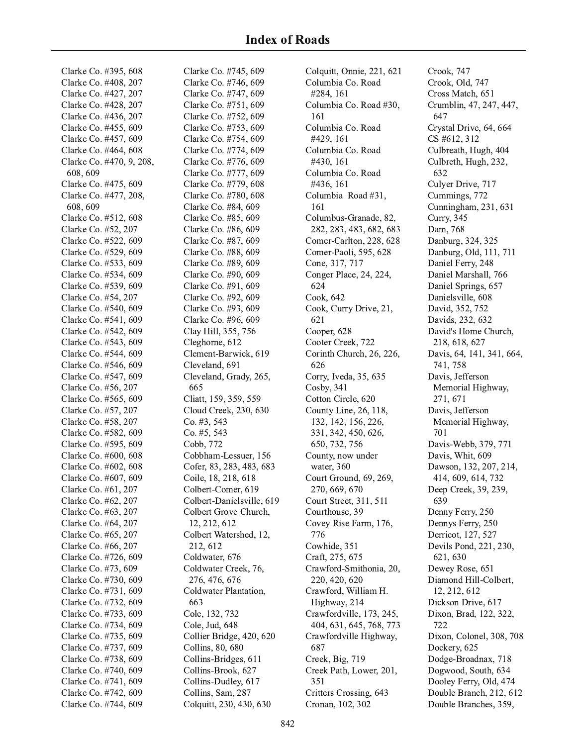# Index of Roads

Clarke Co. #395, 608
Clarke Co. #408, 207
Clarke Co. #427, 207
Clarke Co. #428, 207
Clarke Co. #436, 207
Clarke Co. #455, 609
Clarke Co. #457, 609
Clarke Co. #464, 608
Clarke Co. #470, 9, 208, 608, 609
Clarke Co. #475, 609
Clarke Co. #477, 208, 608, 609
Clarke Co. #512, 608
Clarke Co. #52, 207
Clarke Co. #522, 609
Clarke Co. #529, 609
Clarke Co. #533, 609
Clarke Co. #534, 609
Clarke Co. #539, 609
Clarke Co. #54, 207
Clarke Co. #540, 609
Clarke Co. #541, 609
Clarke Co. #542, 609
Clarke Co. #543, 609
Clarke Co. #544, 609
Clarke Co. #546, 609
Clarke Co. #547, 609
Clarke Co. #56, 207
Clarke Co. #565, 609
Clarke Co. #57, 207
Clarke Co. #58, 207
Clarke Co. #582, 609
Clarke Co. #595, 609
Clarke Co. #600, 608
Clarke Co. #602, 608
Clarke Co. #607, 609
Clarke Co. #61, 207
Clarke Co. #62, 207
Clarke Co. #63, 207
Clarke Co. #64, 207
Clarke Co. #65, 207
Clarke Co. #66, 207
Clarke Co. #726, 609
Clarke Co. #73, 609
Clarke Co. #730, 609
Clarke Co. #731, 609
Clarke Co. #732, 609
Clarke Co. #733, 609
Clarke Co. #734, 609
Clarke Co. #735, 609
Clarke Co. #737, 609
Clarke Co. #738, 609
Clarke Co. #740, 609
Clarke Co. #741, 609
Clarke Co. #742, 609
Clarke Co. #744, 609
Clarke Co. #745, 609
Clarke Co. #746, 609
Clarke Co. #747, 609
Clarke Co. #751, 609
Clarke Co. #752, 609
Clarke Co. #753, 609
Clarke Co. #754, 609
Clarke Co. #774, 609
Clarke Co. #776, 609
Clarke Co. #777, 609
Clarke Co. #779, 608
Clarke Co. #780, 608
Clarke Co. #84, 609
Clarke Co. #85, 609
Clarke Co. #86, 609
Clarke Co. #87, 609
Clarke Co. #88, 609
Clarke Co. #89, 609
Clarke Co. #90, 609
Clarke Co. #91, 609
Clarke Co. #92, 609
Clarke Co. #93, 609
Clarke Co. #96, 609
Clay Hill, 355, 756
Cleghorne, 612
Clement-Barwick, 619
Cleveland, 691
Cleveland, Grady, 265, 665
Cliatt, 159, 359, 559
Cloud Creek, 230, 630
Co. #3, 543
Co. #5, 543
Cobb, 772
Cobbham-Lessuer, 156
Cofer, 83, 283, 483, 683
Coile, 18, 218, 618
Colbert-Comer, 619
Colbert-Danielsville, 619
Colbert Grove Church, 12, 212, 612
Colbert Watershed, 12, 212, 612
Coldwater, 676
Coldwater Creek, 76, 276, 476, 676
Coldwater Plantation, 663
Cole, 132, 732
Cole, Jud, 648
Collier Bridge, 420, 620
Collins, 80, 680
Collins-Bridges, 611
Collins-Brook, 627
Collins-Dudley, 617
Collins, Sam, 287
Colquitt, 230, 430, 630
Colquitt, Onnie, 221, 621
Columbia Co. Road #284, 161
Columbia Co. Road #30, 161
Columbia Co. Road #429, 161
Columbia Co. Road #430, 161
Columbia Co. Road #436, 161
Columbia Road #31, 161
Columbus-Granade, 82, 282, 283, 483, 682, 683
Comer-Carlton, 228, 628
Comer-Paoli, 595, 628
Cone, 317, 717
Conger Place, 24, 224, 624
Cook, 642
Cook, Curry Drive, 21, 621
Cooper, 628
Cooter Creek, 722
Corinth Church, 26, 226, 626
Corry, Iveda, 35, 635
Cosby, 341
Cotton Circle, 620
County Line, 26, 118, 132, 142, 156, 226, 331, 342, 450, 626, 650, 732, 756
County, now under water, 360
Court Ground, 69, 269, 270, 669, 670
Court Street, 311, 511
Courthouse, 39
Covey Rise Farm, 176, 776
Cowhide, 351
Craft, 275, 675
Crawford-Smithonia, 20, 220, 420, 620
Crawford, William H. Highway, 214
Crawfordville, 173, 245, 404, 631, 645, 768, 773
Crawfordville Highway, 687
Creek, Big, 719
Creek Path, Lower, 201, 351
Critters Crossing, 643
Cronan, 102, 302
Crook, 747
Crook, Old, 747
Cross Match, 651
Crumblin, 47, 247, 447, 647
Crystal Drive, 64, 664
CS #612, 312
Culbreath, Hugh, 404
Culbreth, Hugh, 232, 632
Culyer Drive, 717
Cummings, 772
Cunningham, 231, 631
Curry, 345
Dam, 768
Danburg, 324, 325
Danburg, Old, 111, 711
Daniel Ferry, 248
Daniel Marshall, 766
Daniel Springs, 657
Danielsville, 608
David, 352, 752
Davids, 232, 632
David's Home Church, 218, 618, 627
Davis, 64, 141, 341, 664, 741, 758
Davis, Jefferson Memorial Highway, 271, 671
Davis, Jefferson Memorial Highway, 701
Davis-Webb, 379, 771
Davis, Whit, 609
Dawson, 132, 207, 214, 414, 609, 614, 732
Deep Creek, 39, 239, 639
Denny Ferry, 250
Dennys Ferry, 250
Derricot, 127, 527
Devils Pond, 221, 230, 621, 630
Dewey Rose, 651
Diamond Hill-Colbert, 12, 212, 612
Dickson Drive, 617
Dixon, Brad, 122, 322, 722
Dixon, Colonel, 308, 708
Dockery, 625
Dodge-Broadnax, 718
Dogwood, South, 634
Dooley Ferry, Old, 474
Double Branch, 212, 612
Double Branches, 359,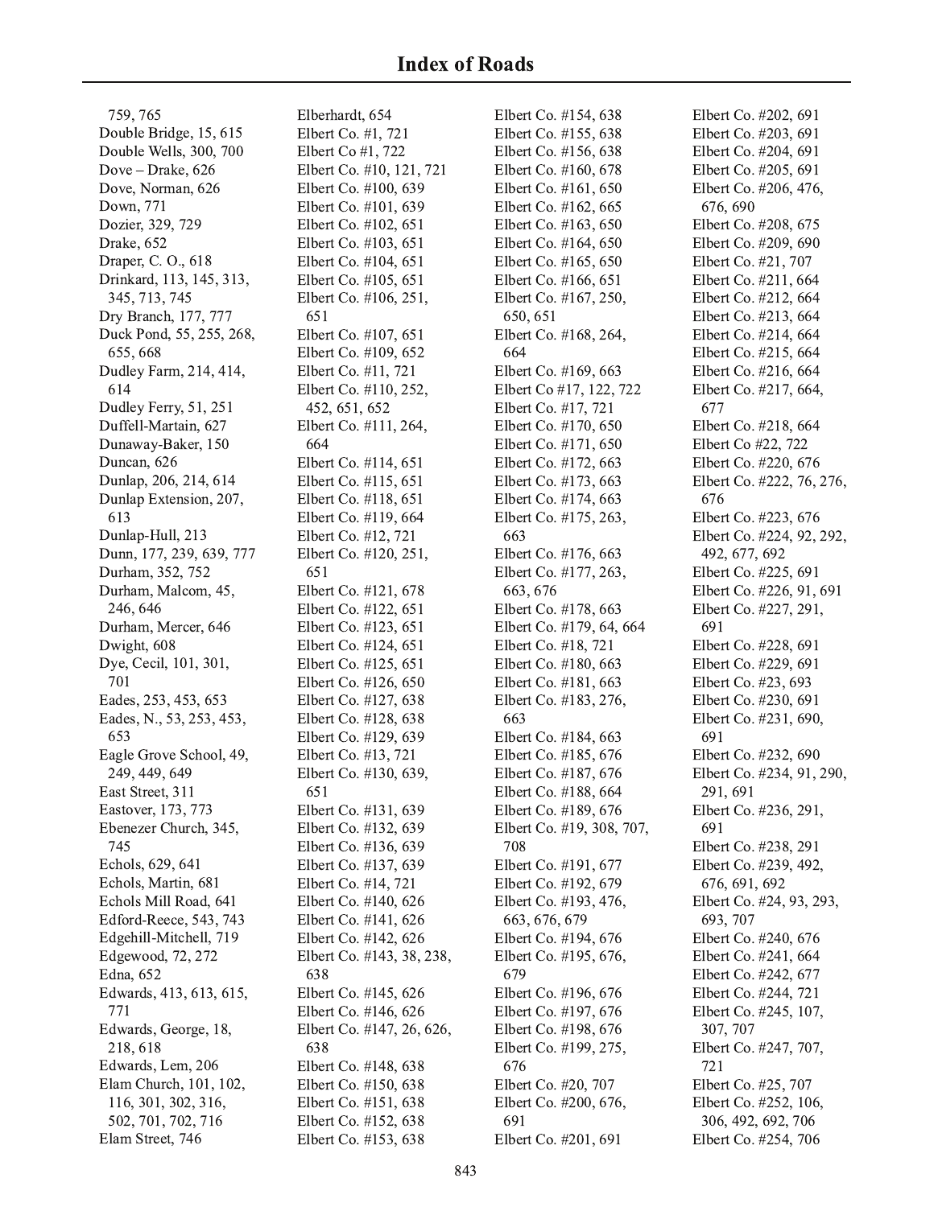# Index of Roads

759, 765
Double Bridge, 15, 615
Double Wells, 300, 700
Dove – Drake, 626
Dove, Norman, 626
Down, 771
Dozier, 329, 729
Drake, 652
Draper, C. O., 618
Drinkard, 113, 145, 313, 345, 713, 745
Dry Branch, 177, 777
Duck Pond, 55, 255, 268, 655, 668
Dudley Farm, 214, 414, 614
Dudley Ferry, 51, 251
Duffell-Martain, 627
Dunaway-Baker, 150
Duncan, 626
Dunlap, 206, 214, 614
Dunlap Extension, 207, 613
Dunlap-Hull, 213
Dunn, 177, 239, 639, 777
Durham, 352, 752
Durham, Malcom, 45, 246, 646
Durham, Mercer, 646
Dwight, 608
Dye, Cecil, 101, 301, 701
Eades, 253, 453, 653
Eades, N., 53, 253, 453, 653
Eagle Grove School, 49, 249, 449, 649
East Street, 311
Eastover, 173, 773
Ebenezer Church, 345, 745
Echols, 629, 641
Echols, Martin, 681
Echols Mill Road, 641
Edford-Reece, 543, 743
Edgehill-Mitchell, 719
Edgewood, 72, 272
Edna, 652
Edwards, 413, 613, 615, 771
Edwards, George, 18, 218, 618
Edwards, Lem, 206
Elam Church, 101, 102, 116, 301, 302, 316, 502, 701, 702, 716
Elam Street, 746
Elberhardt, 654
Elbert Co. #1, 721
Elbert Co #1, 722
Elbert Co. #10, 121, 721
Elbert Co. #100, 639
Elbert Co. #101, 639
Elbert Co. #102, 651
Elbert Co. #103, 651
Elbert Co. #104, 651
Elbert Co. #105, 651
Elbert Co. #106, 251, 651
Elbert Co. #107, 651
Elbert Co. #109, 652
Elbert Co. #11, 721
Elbert Co. #110, 252, 452, 651, 652
Elbert Co. #111, 264, 664
Elbert Co. #114, 651
Elbert Co. #115, 651
Elbert Co. #118, 651
Elbert Co. #119, 664
Elbert Co. #12, 721
Elbert Co. #120, 251, 651
Elbert Co. #121, 678
Elbert Co. #122, 651
Elbert Co. #123, 651
Elbert Co. #124, 651
Elbert Co. #125, 651
Elbert Co. #126, 650
Elbert Co. #127, 638
Elbert Co. #128, 638
Elbert Co. #129, 639
Elbert Co. #13, 721
Elbert Co. #130, 639, 651
Elbert Co. #131, 639
Elbert Co. #132, 639
Elbert Co. #136, 639
Elbert Co. #137, 639
Elbert Co. #14, 721
Elbert Co. #140, 626
Elbert Co. #141, 626
Elbert Co. #142, 626
Elbert Co. #143, 38, 238, 638
Elbert Co. #145, 626
Elbert Co. #146, 626
Elbert Co. #147, 26, 626, 638
Elbert Co. #148, 638
Elbert Co. #150, 638
Elbert Co. #151, 638
Elbert Co. #152, 638
Elbert Co. #153, 638
Elbert Co. #154, 638
Elbert Co. #155, 638
Elbert Co. #156, 638
Elbert Co. #160, 678
Elbert Co. #161, 650
Elbert Co. #162, 665
Elbert Co. #163, 650
Elbert Co. #164, 650
Elbert Co. #165, 650
Elbert Co. #166, 651
Elbert Co. #167, 250, 650, 651
Elbert Co. #168, 264, 664
Elbert Co. #169, 663
Elbert Co #17, 122, 722
Elbert Co. #17, 721
Elbert Co. #170, 650
Elbert Co. #171, 650
Elbert Co. #172, 663
Elbert Co. #173, 663
Elbert Co. #174, 663
Elbert Co. #175, 263, 663
Elbert Co. #176, 663
Elbert Co. #177, 263, 663, 676
Elbert Co. #178, 663
Elbert Co. #179, 64, 664
Elbert Co. #18, 721
Elbert Co. #180, 663
Elbert Co. #181, 663
Elbert Co. #183, 276, 663
Elbert Co. #184, 663
Elbert Co. #185, 676
Elbert Co. #187, 676
Elbert Co. #188, 664
Elbert Co. #189, 676
Elbert Co. #19, 308, 707, 708
Elbert Co. #191, 677
Elbert Co. #192, 679
Elbert Co. #193, 476, 663, 676, 679
Elbert Co. #194, 676
Elbert Co. #195, 676, 679
Elbert Co. #196, 676
Elbert Co. #197, 676
Elbert Co. #198, 676
Elbert Co. #199, 275, 676
Elbert Co. #20, 707
Elbert Co. #200, 676, 691
Elbert Co. #201, 691
Elbert Co. #202, 691
Elbert Co. #203, 691
Elbert Co. #204, 691
Elbert Co. #205, 691
Elbert Co. #206, 476, 676, 690
Elbert Co. #208, 675
Elbert Co. #209, 690
Elbert Co. #21, 707
Elbert Co. #211, 664
Elbert Co. #212, 664
Elbert Co. #213, 664
Elbert Co. #214, 664
Elbert Co. #215, 664
Elbert Co. #216, 664
Elbert Co. #217, 664, 677
Elbert Co. #218, 664
Elbert Co #22, 722
Elbert Co. #220, 676
Elbert Co. #222, 76, 276, 676
Elbert Co. #223, 676
Elbert Co. #224, 92, 292, 492, 677, 692
Elbert Co. #225, 691
Elbert Co. #226, 91, 691
Elbert Co. #227, 291, 691
Elbert Co. #228, 691
Elbert Co. #229, 691
Elbert Co. #23, 693
Elbert Co. #230, 691
Elbert Co. #231, 690, 691
Elbert Co. #232, 690
Elbert Co. #234, 91, 290, 291, 691
Elbert Co. #236, 291, 691
Elbert Co. #238, 291
Elbert Co. #239, 492, 676, 691, 692
Elbert Co. #24, 93, 293, 693, 707
Elbert Co. #240, 676
Elbert Co. #241, 664
Elbert Co. #242, 677
Elbert Co. #244, 721
Elbert Co. #245, 107, 307, 707
Elbert Co. #247, 707, 721
Elbert Co. #25, 707
Elbert Co. #252, 106, 306, 492, 692, 706
Elbert Co. #254, 706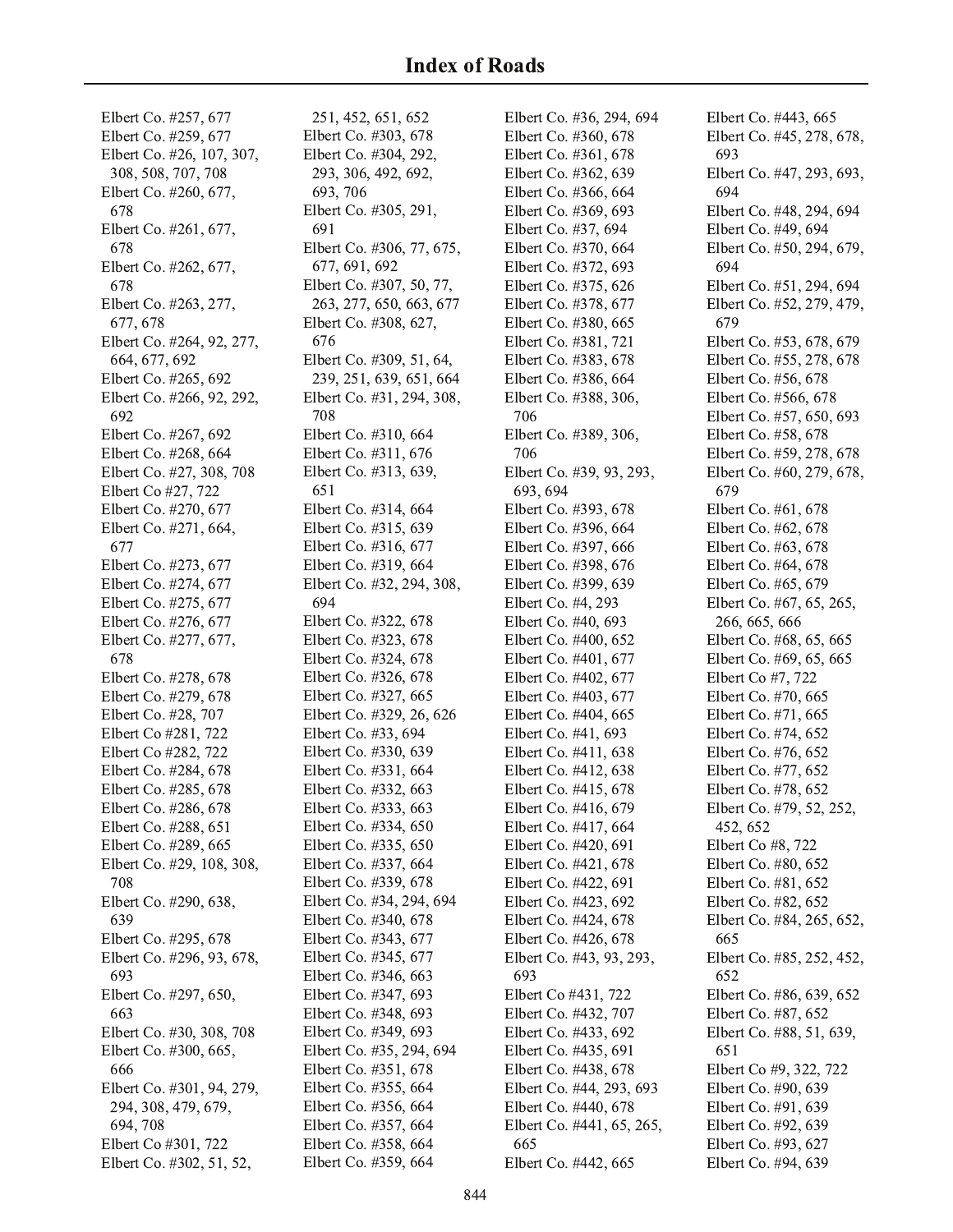# Index of Roads

Elbert Co. #257, 677
Elbert Co. #259, 677
Elbert Co. #26, 107, 307, 308, 508, 707, 708
Elbert Co. #260, 677, 678
Elbert Co. #261, 677, 678
Elbert Co. #262, 677, 678
Elbert Co. #263, 277, 677, 678
Elbert Co. #264, 92, 277, 664, 677, 692
Elbert Co. #265, 692
Elbert Co. #266, 92, 292, 692
Elbert Co. #267, 692
Elbert Co. #268, 664
Elbert Co. #27, 308, 708
Elbert Co #27, 722
Elbert Co. #270, 677
Elbert Co. #271, 664, 677
Elbert Co. #273, 677
Elbert Co. #274, 677
Elbert Co. #275, 677
Elbert Co. #276, 677
Elbert Co. #277, 677, 678
Elbert Co. #278, 678
Elbert Co. #279, 678
Elbert Co. #28, 707
Elbert Co #281, 722
Elbert Co #282, 722
Elbert Co. #284, 678
Elbert Co. #285, 678
Elbert Co. #286, 678
Elbert Co. #288, 651
Elbert Co. #289, 665
Elbert Co. #29, 108, 308, 708
Elbert Co. #290, 638, 639
Elbert Co. #295, 678
Elbert Co. #296, 93, 678, 693
Elbert Co. #297, 650, 663
Elbert Co. #30, 308, 708
Elbert Co. #300, 665, 666
Elbert Co. #301, 94, 279, 294, 308, 479, 679, 694, 708
Elbert Co #301, 722
Elbert Co. #302, 51, 52, 251, 452, 651, 652
Elbert Co. #303, 678
Elbert Co. #304, 292, 293, 306, 492, 692, 693, 706
Elbert Co. #305, 291, 691
Elbert Co. #306, 77, 675, 677, 691, 692
Elbert Co. #307, 50, 77, 263, 277, 650, 663, 677
Elbert Co. #308, 627, 676
Elbert Co. #309, 51, 64, 239, 251, 639, 651, 664
Elbert Co. #31, 294, 308, 708
Elbert Co. #310, 664
Elbert Co. #311, 676
Elbert Co. #313, 639, 651
Elbert Co. #314, 664
Elbert Co. #315, 639
Elbert Co. #316, 677
Elbert Co. #319, 664
Elbert Co. #32, 294, 308, 694
Elbert Co. #322, 678
Elbert Co. #323, 678
Elbert Co. #324, 678
Elbert Co. #326, 678
Elbert Co. #327, 665
Elbert Co. #329, 26, 626
Elbert Co. #33, 694
Elbert Co. #330, 639
Elbert Co. #331, 664
Elbert Co. #332, 663
Elbert Co. #333, 663
Elbert Co. #334, 650
Elbert Co. #335, 650
Elbert Co. #337, 664
Elbert Co. #339, 678
Elbert Co. #34, 294, 694
Elbert Co. #340, 678
Elbert Co. #343, 677
Elbert Co. #345, 677
Elbert Co. #346, 663
Elbert Co. #347, 693
Elbert Co. #348, 693
Elbert Co. #349, 693
Elbert Co. #35, 294, 694
Elbert Co. #351, 678
Elbert Co. #355, 664
Elbert Co. #356, 664
Elbert Co. #357, 664
Elbert Co. #358, 664
Elbert Co. #359, 664
Elbert Co. #36, 294, 694
Elbert Co. #360, 678
Elbert Co. #361, 678
Elbert Co. #362, 639
Elbert Co. #366, 664
Elbert Co. #369, 693
Elbert Co. #37, 694
Elbert Co. #370, 664
Elbert Co. #372, 693
Elbert Co. #375, 626
Elbert Co. #378, 677
Elbert Co. #380, 665
Elbert Co. #381, 721
Elbert Co. #383, 678
Elbert Co. #386, 664
Elbert Co. #388, 306, 706
Elbert Co. #389, 306, 706
Elbert Co. #39, 93, 293, 693, 694
Elbert Co. #393, 678
Elbert Co. #396, 664
Elbert Co. #397, 666
Elbert Co. #398, 676
Elbert Co. #399, 639
Elbert Co. #4, 293
Elbert Co. #40, 693
Elbert Co. #400, 652
Elbert Co. #401, 677
Elbert Co. #402, 677
Elbert Co. #403, 677
Elbert Co. #404, 665
Elbert Co. #41, 693
Elbert Co. #411, 638
Elbert Co. #412, 638
Elbert Co. #415, 678
Elbert Co. #416, 679
Elbert Co. #417, 664
Elbert Co. #420, 691
Elbert Co. #421, 678
Elbert Co. #422, 691
Elbert Co. #423, 692
Elbert Co. #424, 678
Elbert Co. #426, 678
Elbert Co. #43, 93, 293, 693
Elbert Co #431, 722
Elbert Co. #432, 707
Elbert Co. #433, 692
Elbert Co. #435, 691
Elbert Co. #438, 678
Elbert Co. #44, 293, 693
Elbert Co. #440, 678
Elbert Co. #441, 65, 265, 665
Elbert Co. #442, 665
Elbert Co. #443, 665
Elbert Co. #45, 278, 678, 693
Elbert Co. #47, 293, 693, 694
Elbert Co. #48, 294, 694
Elbert Co. #49, 694
Elbert Co. #50, 294, 679, 694
Elbert Co. #51, 294, 694
Elbert Co. #52, 279, 479, 679
Elbert Co. #53, 678, 679
Elbert Co. #55, 278, 678
Elbert Co. #56, 678
Elbert Co. #566, 678
Elbert Co. #57, 650, 693
Elbert Co. #58, 678
Elbert Co. #59, 278, 678
Elbert Co. #60, 279, 678, 679
Elbert Co. #61, 678
Elbert Co. #62, 678
Elbert Co. #63, 678
Elbert Co. #64, 678
Elbert Co. #65, 679
Elbert Co. #67, 65, 265, 266, 665, 666
Elbert Co. #68, 65, 665
Elbert Co. #69, 65, 665
Elbert Co #7, 722
Elbert Co. #70, 665
Elbert Co. #71, 665
Elbert Co. #74, 652
Elbert Co. #76, 652
Elbert Co. #77, 652
Elbert Co. #78, 652
Elbert Co. #79, 52, 252, 452, 652
Elbert Co #8, 722
Elbert Co. #80, 652
Elbert Co. #81, 652
Elbert Co. #82, 652
Elbert Co. #84, 265, 652, 665
Elbert Co. #85, 252, 452, 652
Elbert Co. #86, 639, 652
Elbert Co. #87, 652
Elbert Co. #88, 51, 639, 651
Elbert Co #9, 322, 722
Elbert Co. #90, 639
Elbert Co. #91, 639
Elbert Co. #92, 639
Elbert Co. #93, 627
Elbert Co. #94, 639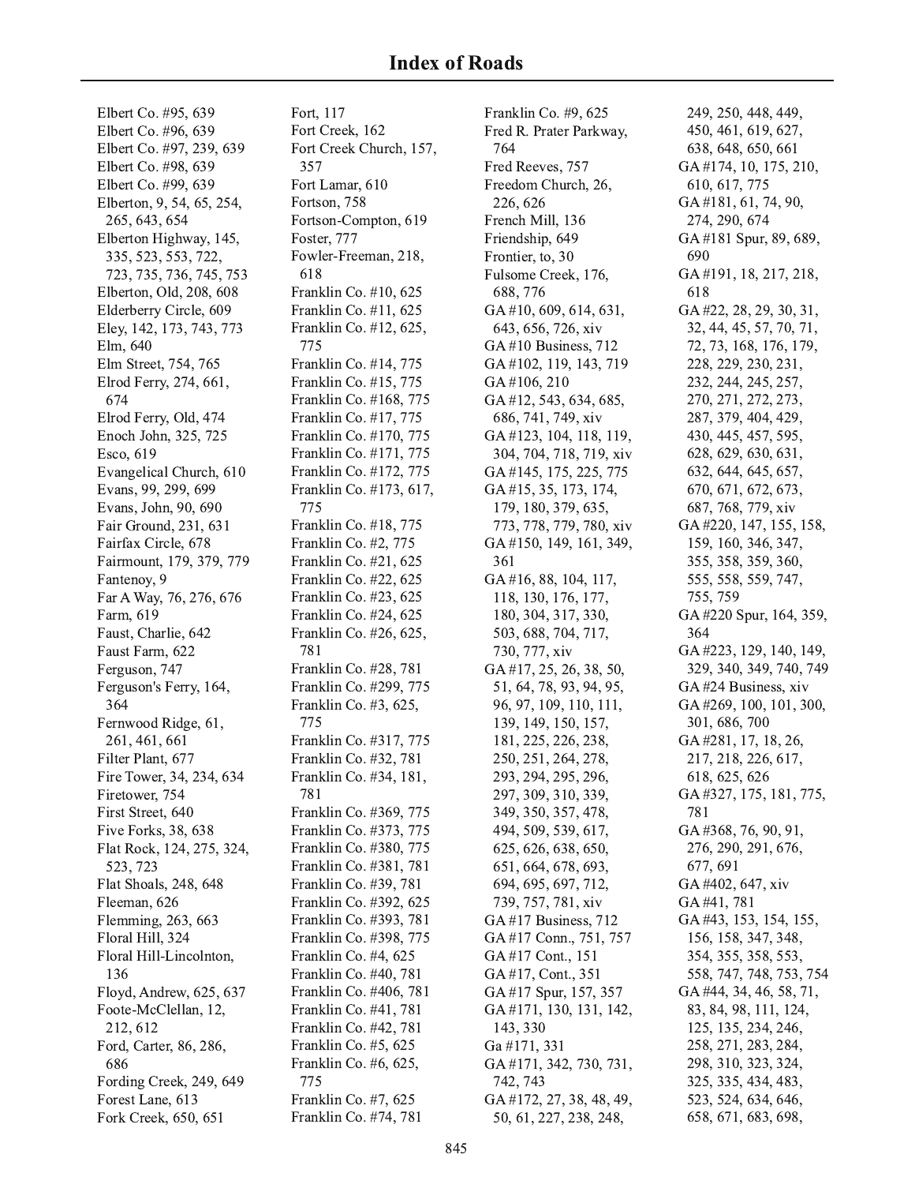# Index of Roads

Elbert Co. #95, 639
Elbert Co. #96, 639
Elbert Co. #97, 239, 639
Elbert Co. #98, 639
Elbert Co. #99, 639
Elberton, 9, 54, 65, 254, 265, 643, 654
Elberton Highway, 145, 335, 523, 553, 722, 723, 735, 736, 745, 753
Elberton, Old, 208, 608
Elderberry Circle, 609
Eley, 142, 173, 743, 773
Elm, 640
Elm Street, 754, 765
Elrod Ferry, 274, 661, 674
Elrod Ferry, Old, 474
Enoch John, 325, 725
Esco, 619
Evangelical Church, 610
Evans, 99, 299, 699
Evans, John, 90, 690
Fair Ground, 231, 631
Fairfax Circle, 678
Fairmount, 179, 379, 779
Fantenoy, 9
Far A Way, 76, 276, 676
Farm, 619
Faust, Charlie, 642
Faust Farm, 622
Ferguson, 747
Ferguson's Ferry, 164, 364
Fernwood Ridge, 61, 261, 461, 661
Filter Plant, 677
Fire Tower, 34, 234, 634
Firetower, 754
First Street, 640
Five Forks, 38, 638
Flat Rock, 124, 275, 324, 523, 723
Flat Shoals, 248, 648
Fleeman, 626
Flemming, 263, 663
Floral Hill, 324
Floral Hill-Lincolnton, 136
Floyd, Andrew, 625, 637
Foote-McClellan, 12, 212, 612
Ford, Carter, 86, 286, 686
Fording Creek, 249, 649
Forest Lane, 613
Fork Creek, 650, 651
Fort, 117
Fort Creek, 162
Fort Creek Church, 157, 357
Fort Lamar, 610
Fortson, 758
Fortson-Compton, 619
Foster, 777
Fowler-Freeman, 218, 618
Franklin Co. #10, 625
Franklin Co. #11, 625
Franklin Co. #12, 625, 775
Franklin Co. #14, 775
Franklin Co. #15, 775
Franklin Co. #168, 775
Franklin Co. #17, 775
Franklin Co. #170, 775
Franklin Co. #171, 775
Franklin Co. #172, 775
Franklin Co. #173, 617, 775
Franklin Co. #18, 775
Franklin Co. #2, 775
Franklin Co. #21, 625
Franklin Co. #22, 625
Franklin Co. #23, 625
Franklin Co. #24, 625
Franklin Co. #26, 625, 781
Franklin Co. #28, 781
Franklin Co. #299, 775
Franklin Co. #3, 625, 775
Franklin Co. #317, 775
Franklin Co. #32, 781
Franklin Co. #34, 181, 781
Franklin Co. #369, 775
Franklin Co. #373, 775
Franklin Co. #380, 775
Franklin Co. #381, 781
Franklin Co. #39, 781
Franklin Co. #392, 625
Franklin Co. #393, 781
Franklin Co. #398, 775
Franklin Co. #4, 625
Franklin Co. #40, 781
Franklin Co. #406, 781
Franklin Co. #41, 781
Franklin Co. #42, 781
Franklin Co. #5, 625
Franklin Co. #6, 625, 775
Franklin Co. #7, 625
Franklin Co. #74, 781
Franklin Co. #9, 625
Fred R. Prater Parkway, 764
Fred Reeves, 757
Freedom Church, 26, 226, 626
French Mill, 136
Friendship, 649
Frontier, to, 30
Fulsome Creek, 176, 688, 776
GA #10, 609, 614, 631, 643, 656, 726, xiv
GA #10 Business, 712
GA #102, 119, 143, 719
GA #106, 210
GA #12, 543, 634, 685, 686, 741, 749, xiv
GA #123, 104, 118, 119, 304, 704, 718, 719, xiv
GA #145, 175, 225, 775
GA #15, 35, 173, 174, 179, 180, 379, 635, 773, 778, 779, 780, xiv
GA #150, 149, 161, 349, 361
GA #16, 88, 104, 117, 118, 130, 176, 177, 180, 304, 317, 330, 503, 688, 704, 717, 730, 777, xiv
GA #17, 25, 26, 38, 50, 51, 64, 78, 93, 94, 95, 96, 97, 109, 110, 111, 139, 149, 150, 157, 181, 225, 226, 238, 250, 251, 264, 278, 293, 294, 295, 296, 297, 309, 310, 339, 349, 350, 357, 478, 494, 509, 539, 617, 625, 626, 638, 650, 651, 664, 678, 693, 694, 695, 697, 712, 739, 757, 781, xiv
GA #17 Business, 712
GA #17 Conn., 751, 757
GA #17 Cont., 151
GA #17, Cont., 351
GA #17 Spur, 157, 357
GA #171, 130, 131, 142, 143, 330
Ga #171, 331
GA #171, 342, 730, 731, 742, 743
GA #172, 27, 38, 48, 49, 50, 61, 227, 238, 248, 249, 250, 448, 449, 450, 461, 619, 627, 638, 648, 650, 661
GA #174, 10, 175, 210, 610, 617, 775
GA #181, 61, 74, 90, 274, 290, 674
GA #181 Spur, 89, 689, 690
GA #191, 18, 217, 218, 618
GA #22, 28, 29, 30, 31, 32, 44, 45, 57, 70, 71, 72, 73, 168, 176, 179, 228, 229, 230, 231, 232, 244, 245, 257, 270, 271, 272, 273, 287, 379, 404, 429, 430, 445, 457, 595, 628, 629, 630, 631, 632, 644, 645, 657, 670, 671, 672, 673, 687, 768, 779, xiv
GA #220, 147, 155, 158, 159, 160, 346, 347, 355, 358, 359, 360, 555, 558, 559, 747, 755, 759
GA #220 Spur, 164, 359, 364
GA #223, 129, 140, 149, 329, 340, 349, 740, 749
GA #24 Business, xiv
GA #269, 100, 101, 300, 301, 686, 700
GA #281, 17, 18, 26, 217, 218, 226, 617, 618, 625, 626
GA #327, 175, 181, 775, 781
GA #368, 76, 90, 91, 276, 290, 291, 676, 677, 691
GA #402, 647, xiv
GA #41, 781
GA #43, 153, 154, 155, 156, 158, 347, 348, 354, 355, 358, 553, 558, 747, 748, 753, 754
GA #44, 34, 46, 58, 71, 83, 84, 98, 111, 124, 125, 135, 234, 246, 258, 271, 283, 284, 298, 310, 323, 324, 325, 335, 434, 483, 523, 524, 634, 646, 658, 671, 683, 698,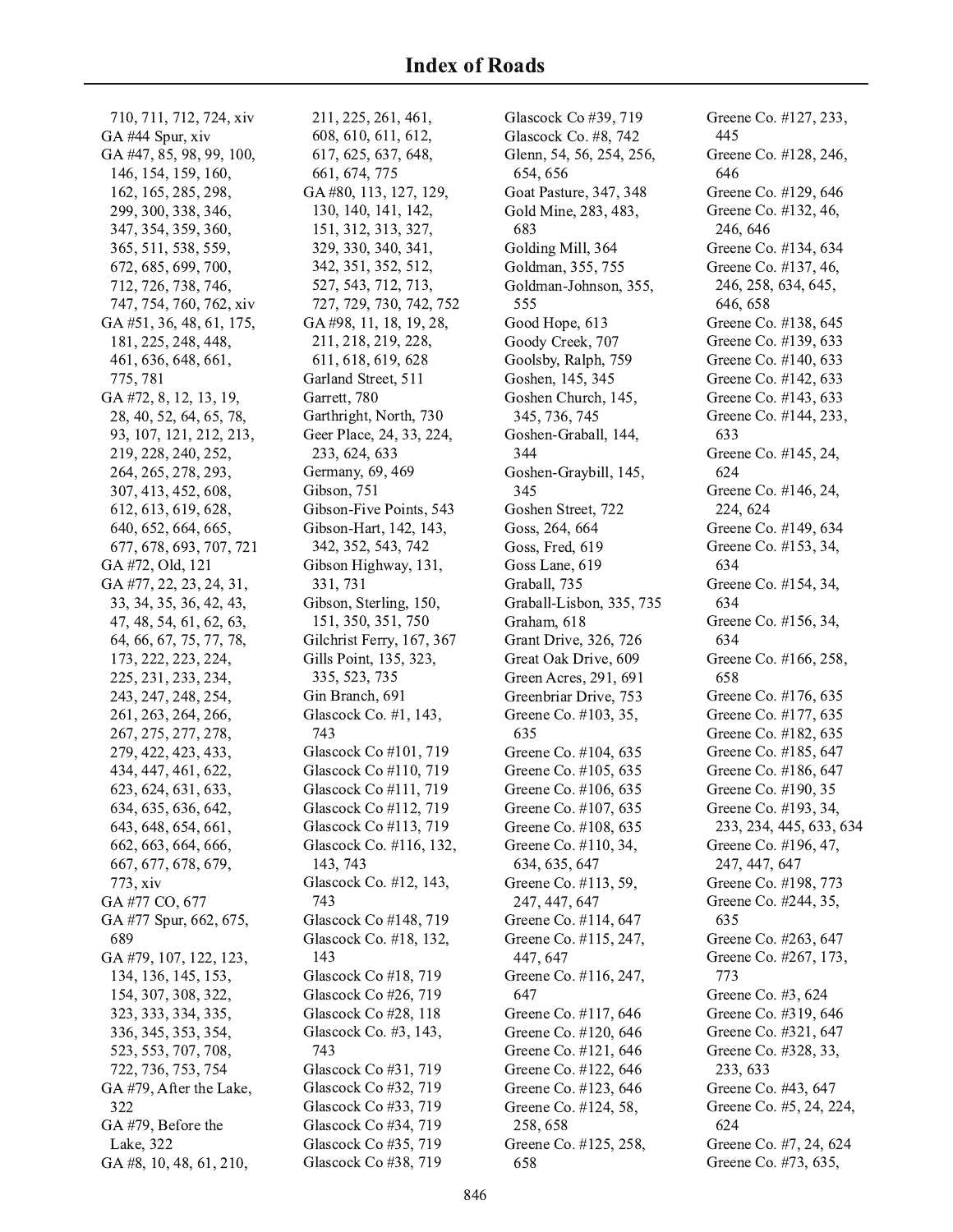# Index of Roads

710, 711, 712, 724, xiv
GA #44 Spur, xiv
GA #47, 85, 98, 99, 100, 146, 154, 159, 160, 162, 165, 285, 298, 299, 300, 338, 346, 347, 354, 359, 360, 365, 511, 538, 559, 672, 685, 699, 700, 712, 726, 738, 746, 747, 754, 760, 762, xiv
GA #51, 36, 48, 61, 175, 181, 225, 248, 448, 461, 636, 648, 661, 775, 781
GA #72, 8, 12, 13, 19, 28, 40, 52, 64, 65, 78, 93, 107, 121, 212, 213, 219, 228, 240, 252, 264, 265, 278, 293, 307, 413, 452, 608, 612, 613, 619, 628, 640, 652, 664, 665, 677, 678, 693, 707, 721
GA #72, Old, 121
GA #77, 22, 23, 24, 31, 33, 34, 35, 36, 42, 43, 47, 48, 54, 61, 62, 63, 64, 66, 67, 75, 77, 78, 173, 222, 223, 224, 225, 231, 233, 234, 243, 247, 248, 254, 261, 263, 264, 266, 267, 275, 277, 278, 279, 422, 423, 433, 434, 447, 461, 622, 623, 624, 631, 633, 634, 635, 636, 642, 643, 648, 654, 661, 662, 663, 664, 666, 667, 677, 678, 679, 773, xiv
GA #77 CO, 677
GA #77 Spur, 662, 675, 689
GA #79, 107, 122, 123, 134, 136, 145, 153, 154, 307, 308, 322, 323, 333, 334, 335, 336, 345, 353, 354, 523, 553, 707, 708, 722, 736, 753, 754
GA #79, After the Lake, 322
GA #79, Before the Lake, 322
GA #8, 10, 48, 61, 210, 211, 225, 261, 461, 608, 610, 611, 612, 617, 625, 637, 648, 661, 674, 775
GA #80, 113, 127, 129, 130, 140, 141, 142, 151, 312, 313, 327, 329, 330, 340, 341, 342, 351, 352, 512, 527, 543, 712, 713, 727, 729, 730, 742, 752
GA #98, 11, 18, 19, 28, 211, 218, 219, 228, 611, 618, 619, 628
Garland Street, 511
Garrett, 780
Garthright, North, 730
Geer Place, 24, 33, 224, 233, 624, 633
Germany, 69, 469
Gibson, 751
Gibson-Five Points, 543
Gibson-Hart, 142, 143, 342, 352, 543, 742
Gibson Highway, 131, 331, 731
Gibson, Sterling, 150, 151, 350, 351, 750
Gilchrist Ferry, 167, 367
Gills Point, 135, 323, 335, 523, 735
Gin Branch, 691
Glascock Co. #1, 143, 743
Glascock Co #101, 719
Glascock Co #110, 719
Glascock Co #111, 719
Glascock Co #112, 719
Glascock Co #113, 719
Glascock Co. #116, 132, 143, 743
Glascock Co. #12, 143, 743
Glascock Co #148, 719
Glascock Co. #18, 132, 143
Glascock Co #18, 719
Glascock Co #26, 719
Glascock Co #28, 118
Glascock Co. #3, 143, 743
Glascock Co #31, 719
Glascock Co #32, 719
Glascock Co #33, 719
Glascock Co #34, 719
Glascock Co #35, 719
Glascock Co #38, 719
Glascock Co #39, 719
Glascock Co. #8, 742
Glenn, 54, 56, 254, 256, 654, 656
Goat Pasture, 347, 348
Gold Mine, 283, 483, 683
Golding Mill, 364
Goldman, 355, 755
Goldman-Johnson, 355, 555
Good Hope, 613
Goody Creek, 707
Goolsby, Ralph, 759
Goshen, 145, 345
Goshen Church, 145, 345, 736, 745
Goshen-Graball, 144, 344
Goshen-Graybill, 145, 345
Goshen Street, 722
Goss, 264, 664
Goss, Fred, 619
Goss Lane, 619
Graball, 735
Graball-Lisbon, 335, 735
Graham, 618
Grant Drive, 326, 726
Great Oak Drive, 609
Green Acres, 291, 691
Greenbriar Drive, 753
Greene Co. #103, 35, 635
Greene Co. #104, 635
Greene Co. #105, 635
Greene Co. #106, 635
Greene Co. #107, 635
Greene Co. #108, 635
Greene Co. #110, 34, 634, 635, 647
Greene Co. #113, 59, 247, 447, 647
Greene Co. #114, 647
Greene Co. #115, 247, 447, 647
Greene Co. #116, 247, 647
Greene Co. #117, 646
Greene Co. #120, 646
Greene Co. #121, 646
Greene Co. #122, 646
Greene Co. #123, 646
Greene Co. #124, 58, 258, 658
Greene Co. #125, 258, 658
Greene Co. #127, 233, 445
Greene Co. #128, 246, 646
Greene Co. #129, 646
Greene Co. #132, 46, 246, 646
Greene Co. #134, 634
Greene Co. #137, 46, 246, 258, 634, 645, 646, 658
Greene Co. #138, 645
Greene Co. #139, 633
Greene Co. #140, 633
Greene Co. #142, 633
Greene Co. #143, 633
Greene Co. #144, 233, 633
Greene Co. #145, 24, 624
Greene Co. #146, 24, 224, 624
Greene Co. #149, 634
Greene Co. #153, 34, 634
Greene Co. #154, 34, 634
Greene Co. #156, 34, 634
Greene Co. #166, 258, 658
Greene Co. #176, 635
Greene Co. #177, 635
Greene Co. #182, 635
Greene Co. #185, 647
Greene Co. #186, 647
Greene Co. #190, 35
Greene Co. #193, 34, 233, 234, 445, 633, 634
Greene Co. #196, 47, 247, 447, 647
Greene Co. #198, 773
Greene Co. #244, 35, 635
Greene Co. #263, 647
Greene Co. #267, 173, 773
Greene Co. #3, 624
Greene Co. #319, 646
Greene Co. #321, 647
Greene Co. #328, 33, 233, 633
Greene Co. #43, 647
Greene Co. #5, 24, 224, 624
Greene Co. #7, 24, 624
Greene Co. #73, 635,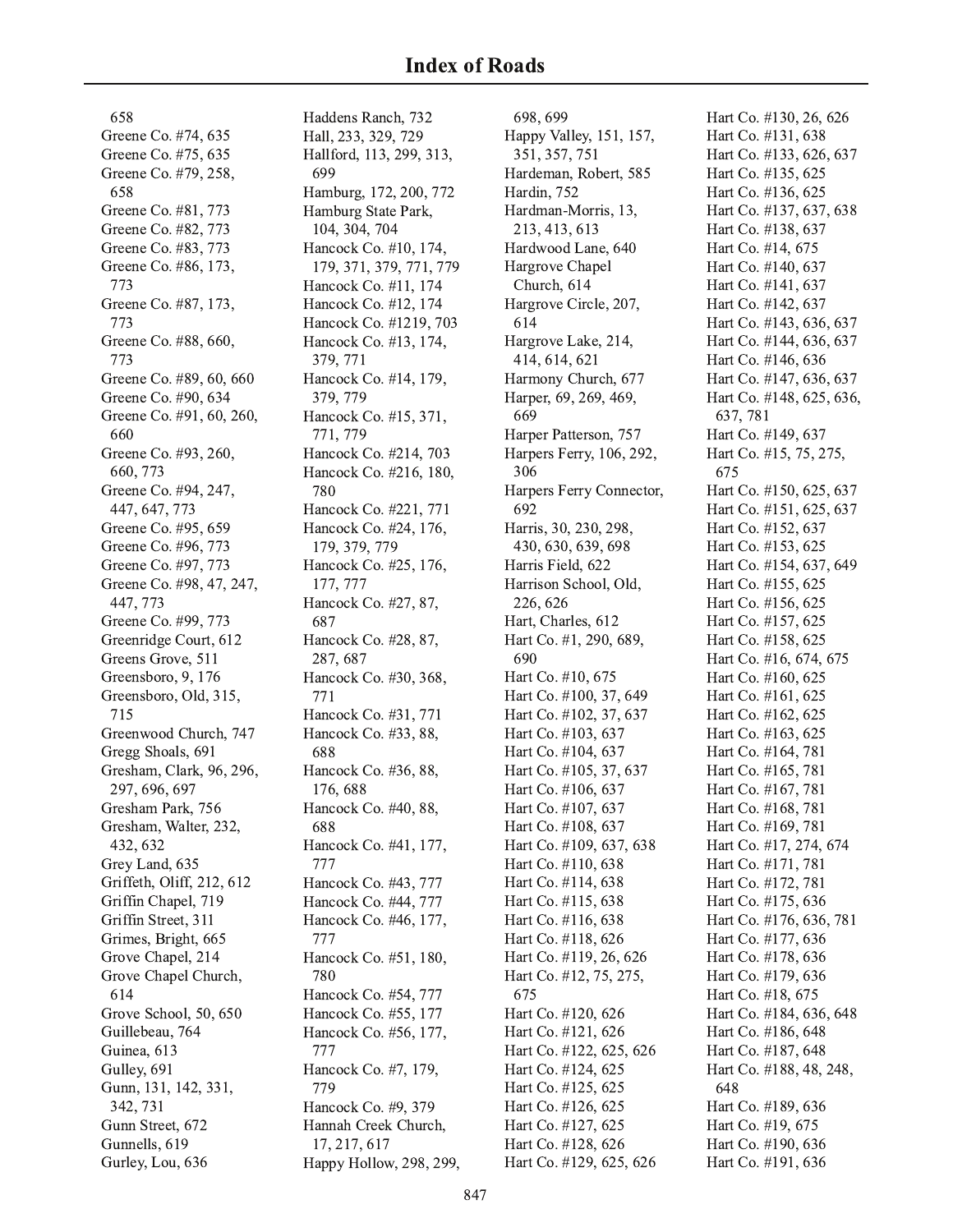# Index of Roads

658
Greene Co. #74, 635
Greene Co. #75, 635
Greene Co. #79, 258, 658
Greene Co. #81, 773
Greene Co. #82, 773
Greene Co. #83, 773
Greene Co. #86, 173, 773
Greene Co. #87, 173, 773
Greene Co. #88, 660, 773
Greene Co. #89, 60, 660
Greene Co. #90, 634
Greene Co. #91, 60, 260, 660
Greene Co. #93, 260, 660, 773
Greene Co. #94, 247, 447, 647, 773
Greene Co. #95, 659
Greene Co. #96, 773
Greene Co. #97, 773
Greene Co. #98, 47, 247, 447, 773
Greene Co. #99, 773
Greenridge Court, 612
Greens Grove, 511
Greensboro, 9, 176
Greensboro, Old, 315, 715
Greenwood Church, 747
Gregg Shoals, 691
Gresham, Clark, 96, 296, 297, 696, 697
Gresham Park, 756
Gresham, Walter, 232, 432, 632
Grey Land, 635
Griffeth, Oliff, 212, 612
Griffin Chapel, 719
Griffin Street, 311
Grimes, Bright, 665
Grove Chapel, 214
Grove Chapel Church, 614
Grove School, 50, 650
Guillebeau, 764
Guinea, 613
Gulley, 691
Gunn, 131, 142, 331, 342, 731
Gunn Street, 672
Gunnells, 619
Gurley, Lou, 636
Haddens Ranch, 732
Hall, 233, 329, 729
Hallford, 113, 299, 313, 699
Hamburg, 172, 200, 772
Hamburg State Park, 104, 304, 704
Hancock Co. #10, 174, 179, 371, 379, 771, 779
Hancock Co. #11, 174
Hancock Co. #12, 174
Hancock Co. #1219, 703
Hancock Co. #13, 174, 379, 771
Hancock Co. #14, 179, 379, 779
Hancock Co. #15, 371, 771, 779
Hancock Co. #214, 703
Hancock Co. #216, 180, 780
Hancock Co. #221, 771
Hancock Co. #24, 176, 179, 379, 779
Hancock Co. #25, 176, 177, 777
Hancock Co. #27, 87, 687
Hancock Co. #28, 87, 287, 687
Hancock Co. #30, 368, 771
Hancock Co. #31, 771
Hancock Co. #33, 88, 688
Hancock Co. #36, 88, 176, 688
Hancock Co. #40, 88, 688
Hancock Co. #41, 177, 777
Hancock Co. #43, 777
Hancock Co. #44, 777
Hancock Co. #46, 177, 777
Hancock Co. #51, 180, 780
Hancock Co. #54, 777
Hancock Co. #55, 177
Hancock Co. #56, 177, 777
Hancock Co. #7, 179, 779
Hancock Co. #9, 379
Hannah Creek Church, 17, 217, 617
Happy Hollow, 298, 299, 698, 699
Happy Valley, 151, 157, 351, 357, 751
Hardeman, Robert, 585
Hardin, 752
Hardman-Morris, 13, 213, 413, 613
Hardwood Lane, 640
Hargrove Chapel Church, 614
Hargrove Circle, 207, 614
Hargrove Lake, 214, 414, 614, 621
Harmony Church, 677
Harper, 69, 269, 469, 669
Harper Patterson, 757
Harpers Ferry, 106, 292, 306
Harpers Ferry Connector, 692
Harris, 30, 230, 298, 430, 630, 639, 698
Harris Field, 622
Harrison School, Old, 226, 626
Hart, Charles, 612
Hart Co. #1, 290, 689, 690
Hart Co. #10, 675
Hart Co. #100, 37, 649
Hart Co. #102, 37, 637
Hart Co. #103, 637
Hart Co. #104, 637
Hart Co. #105, 37, 637
Hart Co. #106, 637
Hart Co. #107, 637
Hart Co. #108, 637
Hart Co. #109, 637, 638
Hart Co. #110, 638
Hart Co. #114, 638
Hart Co. #115, 638
Hart Co. #116, 638
Hart Co. #118, 626
Hart Co. #119, 26, 626
Hart Co. #12, 75, 275, 675
Hart Co. #120, 626
Hart Co. #121, 626
Hart Co. #122, 625, 626
Hart Co. #124, 625
Hart Co. #125, 625
Hart Co. #126, 625
Hart Co. #127, 625
Hart Co. #128, 626
Hart Co. #129, 625, 626
Hart Co. #130, 26, 626
Hart Co. #131, 638
Hart Co. #133, 626, 637
Hart Co. #135, 625
Hart Co. #136, 625
Hart Co. #137, 637, 638
Hart Co. #138, 637
Hart Co. #14, 675
Hart Co. #140, 637
Hart Co. #141, 637
Hart Co. #142, 637
Hart Co. #143, 636, 637
Hart Co. #144, 636, 637
Hart Co. #146, 636
Hart Co. #147, 636, 637
Hart Co. #148, 625, 636, 637, 781
Hart Co. #149, 637
Hart Co. #15, 75, 275, 675
Hart Co. #150, 625, 637
Hart Co. #151, 625, 637
Hart Co. #152, 637
Hart Co. #153, 625
Hart Co. #154, 637, 649
Hart Co. #155, 625
Hart Co. #156, 625
Hart Co. #157, 625
Hart Co. #158, 625
Hart Co. #16, 674, 675
Hart Co. #160, 625
Hart Co. #161, 625
Hart Co. #162, 625
Hart Co. #163, 625
Hart Co. #164, 781
Hart Co. #165, 781
Hart Co. #167, 781
Hart Co. #168, 781
Hart Co. #169, 781
Hart Co. #17, 274, 674
Hart Co. #171, 781
Hart Co. #172, 781
Hart Co. #175, 636
Hart Co. #176, 636, 781
Hart Co. #177, 636
Hart Co. #178, 636
Hart Co. #179, 636
Hart Co. #18, 675
Hart Co. #184, 636, 648
Hart Co. #186, 648
Hart Co. #187, 648
Hart Co. #188, 48, 248, 648
Hart Co. #189, 636
Hart Co. #19, 675
Hart Co. #190, 636
Hart Co. #191, 636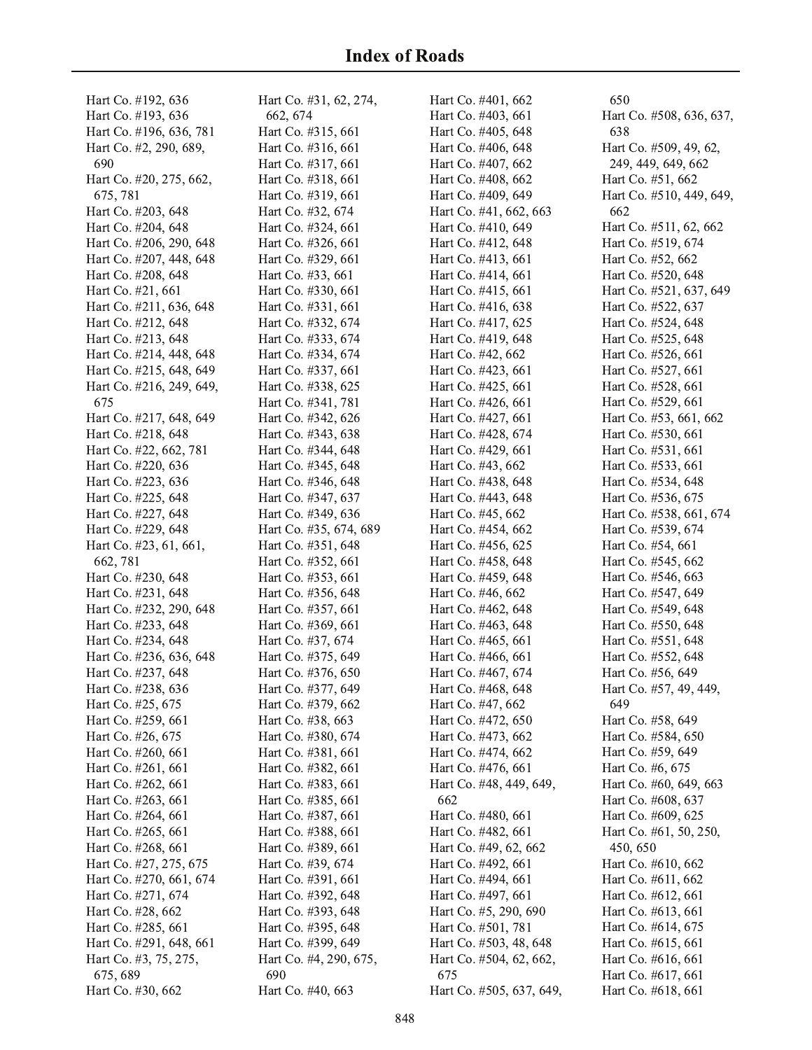# Index of Roads

Hart Co. #192, 636
Hart Co. #193, 636
Hart Co. #196, 636, 781
Hart Co. #2, 290, 689, 690
Hart Co. #20, 275, 662, 675, 781
Hart Co. #203, 648
Hart Co. #204, 648
Hart Co. #206, 290, 648
Hart Co. #207, 448, 648
Hart Co. #208, 648
Hart Co. #21, 661
Hart Co. #211, 636, 648
Hart Co. #212, 648
Hart Co. #213, 648
Hart Co. #214, 448, 648
Hart Co. #215, 648, 649
Hart Co. #216, 249, 649, 675
Hart Co. #217, 648, 649
Hart Co. #218, 648
Hart Co. #22, 662, 781
Hart Co. #220, 636
Hart Co. #223, 636
Hart Co. #225, 648
Hart Co. #227, 648
Hart Co. #229, 648
Hart Co. #23, 61, 661, 662, 781
Hart Co. #230, 648
Hart Co. #231, 648
Hart Co. #232, 290, 648
Hart Co. #233, 648
Hart Co. #234, 648
Hart Co. #236, 636, 648
Hart Co. #237, 648
Hart Co. #238, 636
Hart Co. #25, 675
Hart Co. #259, 661
Hart Co. #26, 675
Hart Co. #260, 661
Hart Co. #261, 661
Hart Co. #262, 661
Hart Co. #263, 661
Hart Co. #264, 661
Hart Co. #265, 661
Hart Co. #268, 661
Hart Co. #27, 275, 675
Hart Co. #270, 661, 674
Hart Co. #271, 674
Hart Co. #28, 662
Hart Co. #285, 661
Hart Co. #291, 648, 661
Hart Co. #3, 75, 275, 675, 689
Hart Co. #30, 662
Hart Co. #31, 62, 274, 662, 674
Hart Co. #315, 661
Hart Co. #316, 661
Hart Co. #317, 661
Hart Co. #318, 661
Hart Co. #319, 661
Hart Co. #32, 674
Hart Co. #324, 661
Hart Co. #326, 661
Hart Co. #329, 661
Hart Co. #33, 661
Hart Co. #330, 661
Hart Co. #331, 661
Hart Co. #332, 674
Hart Co. #333, 674
Hart Co. #334, 674
Hart Co. #337, 661
Hart Co. #338, 625
Hart Co. #341, 781
Hart Co. #342, 626
Hart Co. #343, 638
Hart Co. #344, 648
Hart Co. #345, 648
Hart Co. #346, 648
Hart Co. #347, 637
Hart Co. #349, 636
Hart Co. #35, 674, 689
Hart Co. #351, 648
Hart Co. #352, 661
Hart Co. #353, 661
Hart Co. #356, 648
Hart Co. #357, 661
Hart Co. #369, 661
Hart Co. #37, 674
Hart Co. #375, 649
Hart Co. #376, 650
Hart Co. #377, 649
Hart Co. #379, 662
Hart Co. #38, 663
Hart Co. #380, 674
Hart Co. #381, 661
Hart Co. #382, 661
Hart Co. #383, 661
Hart Co. #385, 661
Hart Co. #387, 661
Hart Co. #388, 661
Hart Co. #389, 661
Hart Co. #39, 674
Hart Co. #391, 661
Hart Co. #392, 648
Hart Co. #393, 648
Hart Co. #395, 648
Hart Co. #399, 649
Hart Co. #4, 290, 675, 690
Hart Co. #40, 663
Hart Co. #401, 662
Hart Co. #403, 661
Hart Co. #405, 648
Hart Co. #406, 648
Hart Co. #407, 662
Hart Co. #408, 662
Hart Co. #409, 649
Hart Co. #41, 662, 663
Hart Co. #410, 649
Hart Co. #412, 648
Hart Co. #413, 661
Hart Co. #414, 661
Hart Co. #415, 661
Hart Co. #416, 638
Hart Co. #417, 625
Hart Co. #419, 648
Hart Co. #42, 662
Hart Co. #423, 661
Hart Co. #425, 661
Hart Co. #426, 661
Hart Co. #427, 661
Hart Co. #428, 674
Hart Co. #429, 661
Hart Co. #43, 662
Hart Co. #438, 648
Hart Co. #443, 648
Hart Co. #45, 662
Hart Co. #454, 662
Hart Co. #456, 625
Hart Co. #458, 648
Hart Co. #459, 648
Hart Co. #46, 662
Hart Co. #462, 648
Hart Co. #463, 648
Hart Co. #465, 661
Hart Co. #466, 661
Hart Co. #467, 674
Hart Co. #468, 648
Hart Co. #47, 662
Hart Co. #472, 650
Hart Co. #473, 662
Hart Co. #474, 662
Hart Co. #476, 661
Hart Co. #48, 449, 649, 662
Hart Co. #480, 661
Hart Co. #482, 661
Hart Co. #49, 62, 662
Hart Co. #492, 661
Hart Co. #494, 661
Hart Co. #497, 661
Hart Co. #5, 290, 690
Hart Co. #501, 781
Hart Co. #503, 48, 648
Hart Co. #504, 62, 662, 675
Hart Co. #505, 637, 649, 650
Hart Co. #508, 636, 637, 638
Hart Co. #509, 49, 62, 249, 449, 649, 662
Hart Co. #51, 662
Hart Co. #510, 449, 649, 662
Hart Co. #511, 62, 662
Hart Co. #519, 674
Hart Co. #52, 662
Hart Co. #520, 648
Hart Co. #521, 637, 649
Hart Co. #522, 637
Hart Co. #524, 648
Hart Co. #525, 648
Hart Co. #526, 661
Hart Co. #527, 661
Hart Co. #528, 661
Hart Co. #529, 661
Hart Co. #53, 661, 662
Hart Co. #530, 661
Hart Co. #531, 661
Hart Co. #533, 661
Hart Co. #534, 648
Hart Co. #536, 675
Hart Co. #538, 661, 674
Hart Co. #539, 674
Hart Co. #54, 661
Hart Co. #545, 662
Hart Co. #546, 663
Hart Co. #547, 649
Hart Co. #549, 648
Hart Co. #550, 648
Hart Co. #551, 648
Hart Co. #552, 648
Hart Co. #56, 649
Hart Co. #57, 49, 449, 649
Hart Co. #58, 649
Hart Co. #584, 650
Hart Co. #59, 649
Hart Co. #6, 675
Hart Co. #60, 649, 663
Hart Co. #608, 637
Hart Co. #609, 625
Hart Co. #61, 50, 250, 450, 650
Hart Co. #610, 662
Hart Co. #611, 662
Hart Co. #612, 661
Hart Co. #613, 661
Hart Co. #614, 675
Hart Co. #615, 661
Hart Co. #616, 661
Hart Co. #617, 661
Hart Co. #618, 661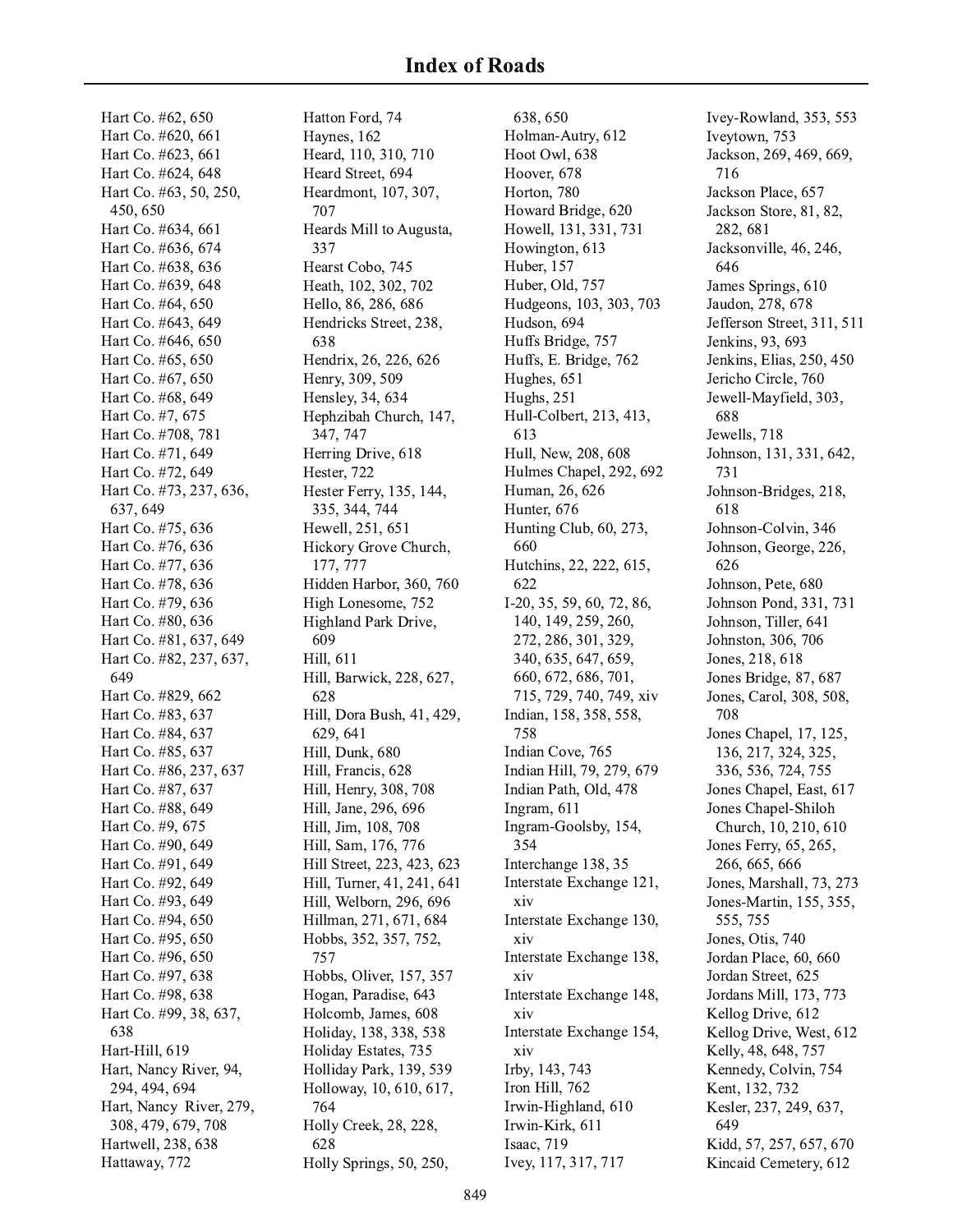# Index of Roads

Hart Co. #62, 650
Hart Co. #620, 661
Hart Co. #623, 661
Hart Co. #624, 648
Hart Co. #63, 50, 250, 450, 650
Hart Co. #634, 661
Hart Co. #636, 674
Hart Co. #638, 636
Hart Co. #639, 648
Hart Co. #64, 650
Hart Co. #643, 649
Hart Co. #646, 650
Hart Co. #65, 650
Hart Co. #67, 650
Hart Co. #68, 649
Hart Co. #7, 675
Hart Co. #708, 781
Hart Co. #71, 649
Hart Co. #72, 649
Hart Co. #73, 237, 636, 637, 649
Hart Co. #75, 636
Hart Co. #76, 636
Hart Co. #77, 636
Hart Co. #78, 636
Hart Co. #79, 636
Hart Co. #80, 636
Hart Co. #81, 637, 649
Hart Co. #82, 237, 637, 649
Hart Co. #829, 662
Hart Co. #83, 637
Hart Co. #84, 637
Hart Co. #85, 637
Hart Co. #86, 237, 637
Hart Co. #87, 637
Hart Co. #88, 649
Hart Co. #9, 675
Hart Co. #90, 649
Hart Co. #91, 649
Hart Co. #92, 649
Hart Co. #93, 649
Hart Co. #94, 650
Hart Co. #95, 650
Hart Co. #96, 650
Hart Co. #97, 638
Hart Co. #98, 638
Hart Co. #99, 38, 637, 638
Hart-Hill, 619
Hart, Nancy River, 94, 294, 494, 694
Hart, Nancy River, 279, 308, 479, 679, 708
Hartwell, 238, 638
Hattaway, 772
Hatton Ford, 74
Haynes, 162
Heard, 110, 310, 710
Heard Street, 694
Heardmont, 107, 307, 707
Heards Mill to Augusta, 337
Hearst Cobo, 745
Heath, 102, 302, 702
Hello, 86, 286, 686
Hendricks Street, 238, 638
Hendrix, 26, 226, 626
Henry, 309, 509
Hensley, 34, 634
Hephzibah Church, 147, 347, 747
Herring Drive, 618
Hester, 722
Hester Ferry, 135, 144, 335, 344, 744
Hewell, 251, 651
Hickory Grove Church, 177, 777
Hidden Harbor, 360, 760
High Lonesome, 752
Highland Park Drive, 609
Hill, 611
Hill, Barwick, 228, 627, 628
Hill, Dora Bush, 41, 429, 629, 641
Hill, Dunk, 680
Hill, Francis, 628
Hill, Henry, 308, 708
Hill, Jane, 296, 696
Hill, Jim, 108, 708
Hill, Sam, 176, 776
Hill Street, 223, 423, 623
Hill, Turner, 41, 241, 641
Hill, Welborn, 296, 696
Hillman, 271, 671, 684
Hobbs, 352, 357, 752, 757
Hobbs, Oliver, 157, 357
Hogan, Paradise, 643
Holcomb, James, 608
Holiday, 138, 338, 538
Holiday Estates, 735
Holliday Park, 139, 539
Holloway, 10, 610, 617, 764
Holly Creek, 28, 228, 628
Holly Springs, 50, 250, 638, 650
Holman-Autry, 612
Hoot Owl, 638
Hoover, 678
Horton, 780
Howard Bridge, 620
Howell, 131, 331, 731
Howington, 613
Huber, 157
Huber, Old, 757
Hudgeons, 103, 303, 703
Hudson, 694
Huffs Bridge, 757
Huffs, E. Bridge, 762
Hughes, 651
Hughs, 251
Hull-Colbert, 213, 413, 613
Hull, New, 208, 608
Hulmes Chapel, 292, 692
Human, 26, 626
Hunter, 676
Hunting Club, 60, 273, 660
Hutchins, 22, 222, 615, 622
I-20, 35, 59, 60, 72, 86, 140, 149, 259, 260, 272, 286, 301, 329, 340, 635, 647, 659, 660, 672, 686, 701, 715, 729, 740, 749, xiv
Indian, 158, 358, 558, 758
Indian Cove, 765
Indian Hill, 79, 279, 679
Indian Path, Old, 478
Ingram, 611
Ingram-Goolsby, 154, 354
Interchange 138, 35
Interstate Exchange 121, xiv
Interstate Exchange 130, xiv
Interstate Exchange 138, xiv
Interstate Exchange 148, xiv
Interstate Exchange 154, xiv
Irby, 143, 743
Iron Hill, 762
Irwin-Highland, 610
Irwin-Kirk, 611
Isaac, 719
Ivey, 117, 317, 717
Ivey-Rowland, 353, 553
Iveytown, 753
Jackson, 269, 469, 669, 716
Jackson Place, 657
Jackson Store, 81, 82, 282, 681
Jacksonville, 46, 246, 646
James Springs, 610
Jaudon, 278, 678
Jefferson Street, 311, 511
Jenkins, 93, 693
Jenkins, Elias, 250, 450
Jericho Circle, 760
Jewell-Mayfield, 303, 688
Jewells, 718
Johnson, 131, 331, 642, 731
Johnson-Bridges, 218, 618
Johnson-Colvin, 346
Johnson, George, 226, 626
Johnson, Pete, 680
Johnson Pond, 331, 731
Johnson, Tiller, 641
Johnston, 306, 706
Jones, 218, 618
Jones Bridge, 87, 687
Jones, Carol, 308, 508, 708
Jones Chapel, 17, 125, 136, 217, 324, 325, 336, 536, 724, 755
Jones Chapel, East, 617
Jones Chapel-Shiloh Church, 10, 210, 610
Jones Ferry, 65, 265, 266, 665, 666
Jones, Marshall, 73, 273
Jones-Martin, 155, 355, 555, 755
Jones, Otis, 740
Jordan Place, 60, 660
Jordan Street, 625
Jordans Mill, 173, 773
Kellog Drive, 612
Kellog Drive, West, 612
Kelly, 48, 648, 757
Kennedy, Colvin, 754
Kent, 132, 732
Kesler, 237, 249, 637, 649
Kidd, 57, 257, 657, 670
Kincaid Cemetery, 612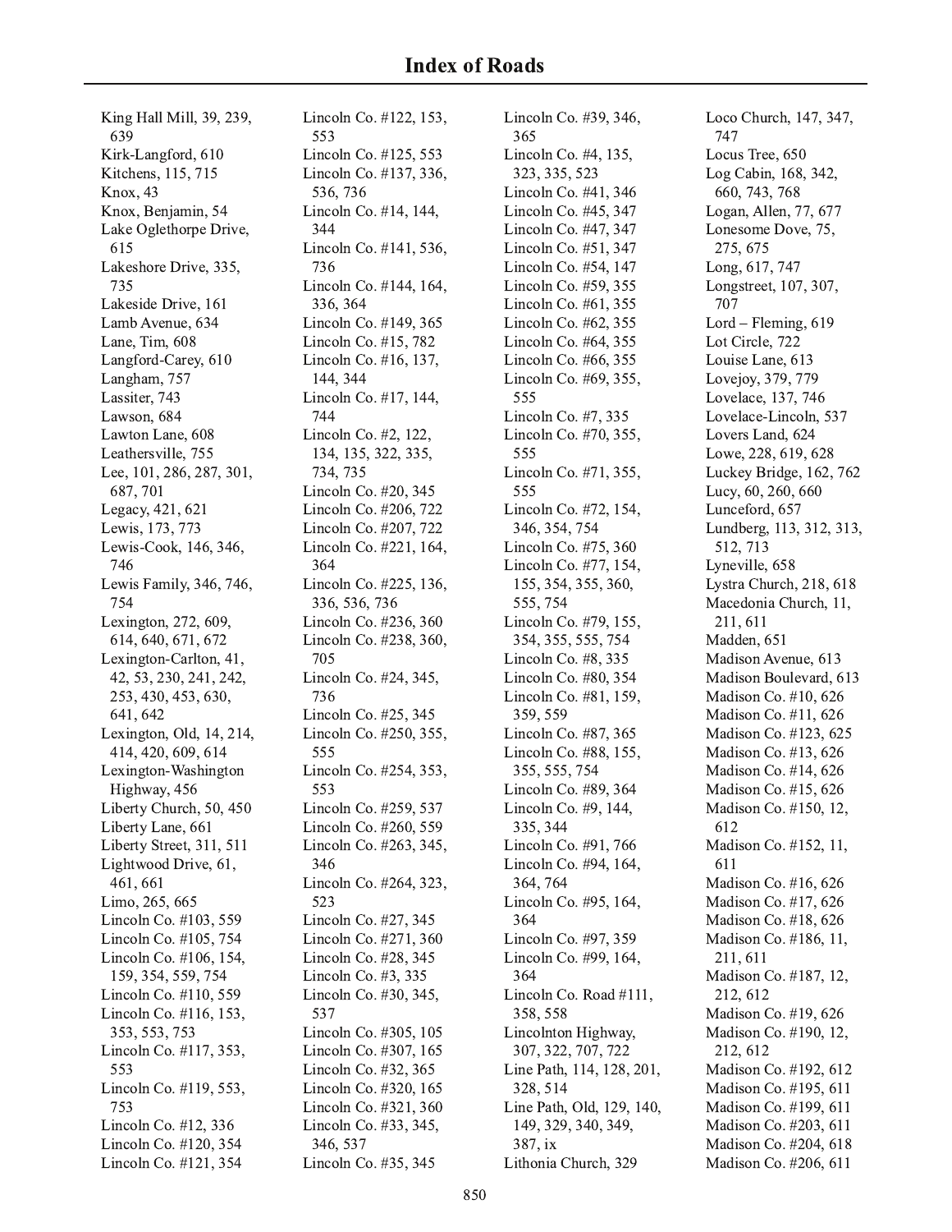# Index of Roads

King Hall Mill, 39, 239, 639
Kirk-Langford, 610
Kitchens, 115, 715
Knox, 43
Knox, Benjamin, 54
Lake Oglethorpe Drive, 615
Lakeshore Drive, 335, 735
Lakeside Drive, 161
Lamb Avenue, 634
Lane, Tim, 608
Langford-Carey, 610
Langham, 757
Lassiter, 743
Lawson, 684
Lawton Lane, 608
Leathersville, 755
Lee, 101, 286, 287, 301, 687, 701
Legacy, 421, 621
Lewis, 173, 773
Lewis-Cook, 146, 346, 746
Lewis Family, 346, 746, 754
Lexington, 272, 609, 614, 640, 671, 672
Lexington-Carlton, 41, 42, 53, 230, 241, 242, 253, 430, 453, 630, 641, 642
Lexington, Old, 14, 214, 414, 420, 609, 614
Lexington-Washington Highway, 456
Liberty Church, 50, 450
Liberty Lane, 661
Liberty Street, 311, 511
Lightwood Drive, 61, 461, 661
Limo, 265, 665
Lincoln Co. #103, 559
Lincoln Co. #105, 754
Lincoln Co. #106, 154, 159, 354, 559, 754
Lincoln Co. #110, 559
Lincoln Co. #116, 153, 353, 553, 753
Lincoln Co. #117, 353, 553
Lincoln Co. #119, 553, 753
Lincoln Co. #12, 336
Lincoln Co. #120, 354
Lincoln Co. #121, 354
Lincoln Co. #122, 153, 553
Lincoln Co. #125, 553
Lincoln Co. #137, 336, 536, 736
Lincoln Co. #14, 144, 344
Lincoln Co. #141, 536, 736
Lincoln Co. #144, 164, 336, 364
Lincoln Co. #149, 365
Lincoln Co. #15, 782
Lincoln Co. #16, 137, 144, 344
Lincoln Co. #17, 144, 744
Lincoln Co. #2, 122, 134, 135, 322, 335, 734, 735
Lincoln Co. #20, 345
Lincoln Co. #206, 722
Lincoln Co. #207, 722
Lincoln Co. #221, 164, 364
Lincoln Co. #225, 136, 336, 536, 736
Lincoln Co. #236, 360
Lincoln Co. #238, 360, 705
Lincoln Co. #24, 345, 736
Lincoln Co. #25, 345
Lincoln Co. #250, 355, 555
Lincoln Co. #254, 353, 553
Lincoln Co. #259, 537
Lincoln Co. #260, 559
Lincoln Co. #263, 345, 346
Lincoln Co. #264, 323, 523
Lincoln Co. #27, 345
Lincoln Co. #271, 360
Lincoln Co. #28, 345
Lincoln Co. #3, 335
Lincoln Co. #30, 345, 537
Lincoln Co. #305, 105
Lincoln Co. #307, 165
Lincoln Co. #32, 365
Lincoln Co. #320, 165
Lincoln Co. #321, 360
Lincoln Co. #33, 345, 346, 537
Lincoln Co. #35, 345
Lincoln Co. #39, 346, 365
Lincoln Co. #4, 135, 323, 335, 523
Lincoln Co. #41, 346
Lincoln Co. #45, 347
Lincoln Co. #47, 347
Lincoln Co. #51, 347
Lincoln Co. #54, 147
Lincoln Co. #59, 355
Lincoln Co. #61, 355
Lincoln Co. #62, 355
Lincoln Co. #64, 355
Lincoln Co. #66, 355
Lincoln Co. #69, 355, 555
Lincoln Co. #7, 335
Lincoln Co. #70, 355, 555
Lincoln Co. #71, 355, 555
Lincoln Co. #72, 154, 346, 354, 754
Lincoln Co. #75, 360
Lincoln Co. #77, 154, 155, 354, 355, 360, 555, 754
Lincoln Co. #79, 155, 354, 355, 555, 754
Lincoln Co. #8, 335
Lincoln Co. #80, 354
Lincoln Co. #81, 159, 359, 559
Lincoln Co. #87, 365
Lincoln Co. #88, 155, 355, 555, 754
Lincoln Co. #89, 364
Lincoln Co. #9, 144, 335, 344
Lincoln Co. #91, 766
Lincoln Co. #94, 164, 364, 764
Lincoln Co. #95, 164, 364
Lincoln Co. #97, 359
Lincoln Co. #99, 164, 364
Lincoln Co. Road #111, 358, 558
Lincolnton Highway, 307, 322, 707, 722
Line Path, 114, 128, 201, 328, 514
Line Path, Old, 129, 140, 149, 329, 340, 349, 387, ix
Lithonia Church, 329
Loco Church, 147, 347, 747
Locus Tree, 650
Log Cabin, 168, 342, 660, 743, 768
Logan, Allen, 77, 677
Lonesome Dove, 75, 275, 675
Long, 617, 747
Longstreet, 107, 307, 707
Lord – Fleming, 619
Lot Circle, 722
Louise Lane, 613
Lovejoy, 379, 779
Lovelace, 137, 746
Lovelace-Lincoln, 537
Lovers Land, 624
Lowe, 228, 619, 628
Luckey Bridge, 162, 762
Lucy, 60, 260, 660
Lunceford, 657
Lundberg, 113, 312, 313, 512, 713
Lyneville, 658
Lystra Church, 218, 618
Macedonia Church, 11, 211, 611
Madden, 651
Madison Avenue, 613
Madison Boulevard, 613
Madison Co. #10, 626
Madison Co. #11, 626
Madison Co. #123, 625
Madison Co. #13, 626
Madison Co. #14, 626
Madison Co. #15, 626
Madison Co. #150, 12, 612
Madison Co. #152, 11, 611
Madison Co. #16, 626
Madison Co. #17, 626
Madison Co. #18, 626
Madison Co. #186, 11, 211, 611
Madison Co. #187, 12, 212, 612
Madison Co. #19, 626
Madison Co. #190, 12, 212, 612
Madison Co. #192, 612
Madison Co. #195, 611
Madison Co. #199, 611
Madison Co. #203, 611
Madison Co. #204, 618
Madison Co. #206, 611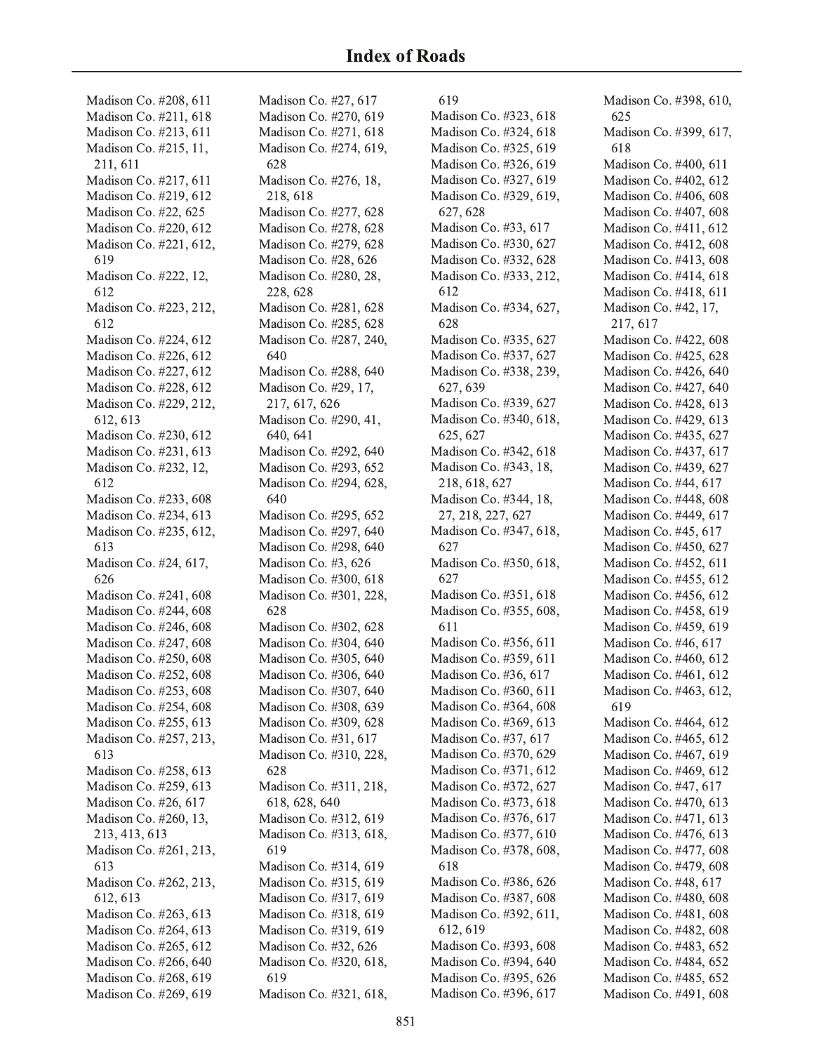# Index of Roads

Madison Co. #208, 611
Madison Co. #211, 618
Madison Co. #213, 611
Madison Co. #215, 11, 211, 611
Madison Co. #217, 611
Madison Co. #219, 612
Madison Co. #22, 625
Madison Co. #220, 612
Madison Co. #221, 612, 619
Madison Co. #222, 12, 612
Madison Co. #223, 212, 612
Madison Co. #224, 612
Madison Co. #226, 612
Madison Co. #227, 612
Madison Co. #228, 612
Madison Co. #229, 212, 612, 613
Madison Co. #230, 612
Madison Co. #231, 613
Madison Co. #232, 12, 612
Madison Co. #233, 608
Madison Co. #234, 613
Madison Co. #235, 612, 613
Madison Co. #24, 617, 626
Madison Co. #241, 608
Madison Co. #244, 608
Madison Co. #246, 608
Madison Co. #247, 608
Madison Co. #250, 608
Madison Co. #252, 608
Madison Co. #253, 608
Madison Co. #254, 608
Madison Co. #255, 613
Madison Co. #257, 213, 613
Madison Co. #258, 613
Madison Co. #259, 613
Madison Co. #26, 617
Madison Co. #260, 13, 213, 413, 613
Madison Co. #261, 213, 613
Madison Co. #262, 213, 612, 613
Madison Co. #263, 613
Madison Co. #264, 613
Madison Co. #265, 612
Madison Co. #266, 640
Madison Co. #268, 619
Madison Co. #269, 619
Madison Co. #27, 617
Madison Co. #270, 619
Madison Co. #271, 618
Madison Co. #274, 619, 628
Madison Co. #276, 18, 218, 618
Madison Co. #277, 628
Madison Co. #278, 628
Madison Co. #279, 628
Madison Co. #28, 626
Madison Co. #280, 28, 228, 628
Madison Co. #281, 628
Madison Co. #285, 628
Madison Co. #287, 240, 640
Madison Co. #288, 640
Madison Co. #29, 17, 217, 617, 626
Madison Co. #290, 41, 640, 641
Madison Co. #292, 640
Madison Co. #293, 652
Madison Co. #294, 628, 640
Madison Co. #295, 652
Madison Co. #297, 640
Madison Co. #298, 640
Madison Co. #3, 626
Madison Co. #300, 618
Madison Co. #301, 228, 628
Madison Co. #302, 628
Madison Co. #304, 640
Madison Co. #305, 640
Madison Co. #306, 640
Madison Co. #307, 640
Madison Co. #308, 639
Madison Co. #309, 628
Madison Co. #31, 617
Madison Co. #310, 228, 628
Madison Co. #311, 218, 618, 628, 640
Madison Co. #312, 619
Madison Co. #313, 618, 619
Madison Co. #314, 619
Madison Co. #315, 619
Madison Co. #317, 619
Madison Co. #318, 619
Madison Co. #319, 619
Madison Co. #32, 626
Madison Co. #320, 618, 619
Madison Co. #321, 618, 619
Madison Co. #323, 618
Madison Co. #324, 618
Madison Co. #325, 619
Madison Co. #326, 619
Madison Co. #327, 619
Madison Co. #329, 619, 627, 628
Madison Co. #33, 617
Madison Co. #330, 627
Madison Co. #332, 628
Madison Co. #333, 212, 612
Madison Co. #334, 627, 628
Madison Co. #335, 627
Madison Co. #337, 627
Madison Co. #338, 239, 627, 639
Madison Co. #339, 627
Madison Co. #340, 618, 625, 627
Madison Co. #342, 618
Madison Co. #343, 18, 218, 618, 627
Madison Co. #344, 18, 27, 218, 227, 627
Madison Co. #347, 618, 627
Madison Co. #350, 618, 627
Madison Co. #351, 618
Madison Co. #355, 608, 611
Madison Co. #356, 611
Madison Co. #359, 611
Madison Co. #36, 617
Madison Co. #360, 611
Madison Co. #364, 608
Madison Co. #369, 613
Madison Co. #37, 617
Madison Co. #370, 629
Madison Co. #371, 612
Madison Co. #372, 627
Madison Co. #373, 618
Madison Co. #376, 617
Madison Co. #377, 610
Madison Co. #378, 608, 618
Madison Co. #386, 626
Madison Co. #387, 608
Madison Co. #392, 611, 612, 619
Madison Co. #393, 608
Madison Co. #394, 640
Madison Co. #395, 626
Madison Co. #396, 617
Madison Co. #398, 610, 625
Madison Co. #399, 617, 618
Madison Co. #400, 611
Madison Co. #402, 612
Madison Co. #406, 608
Madison Co. #407, 608
Madison Co. #411, 612
Madison Co. #412, 608
Madison Co. #413, 608
Madison Co. #414, 618
Madison Co. #418, 611
Madison Co. #42, 17, 217, 617
Madison Co. #422, 608
Madison Co. #425, 628
Madison Co. #426, 640
Madison Co. #427, 640
Madison Co. #428, 613
Madison Co. #429, 613
Madison Co. #435, 627
Madison Co. #437, 617
Madison Co. #439, 627
Madison Co. #44, 617
Madison Co. #448, 608
Madison Co. #449, 617
Madison Co. #45, 617
Madison Co. #450, 627
Madison Co. #452, 611
Madison Co. #455, 612
Madison Co. #456, 612
Madison Co. #458, 619
Madison Co. #459, 619
Madison Co. #46, 617
Madison Co. #460, 612
Madison Co. #461, 612
Madison Co. #463, 612, 619
Madison Co. #464, 612
Madison Co. #465, 612
Madison Co. #467, 619
Madison Co. #469, 612
Madison Co. #47, 617
Madison Co. #470, 613
Madison Co. #471, 613
Madison Co. #476, 613
Madison Co. #477, 608
Madison Co. #479, 608
Madison Co. #48, 617
Madison Co. #480, 608
Madison Co. #481, 608
Madison Co. #482, 608
Madison Co. #483, 652
Madison Co. #484, 652
Madison Co. #485, 652
Madison Co. #491, 608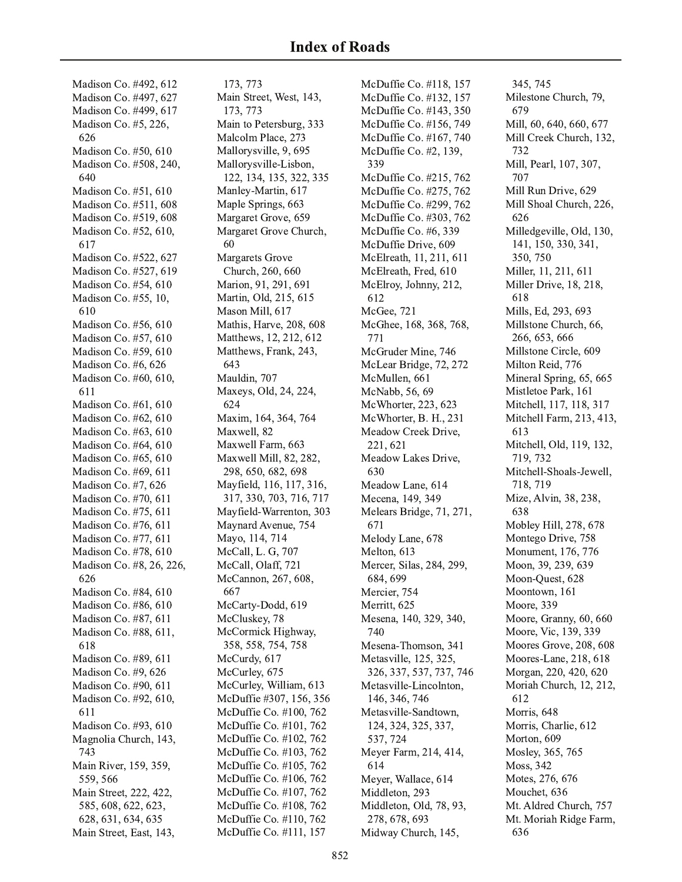# Index of Roads

Madison Co. #492, 612
Madison Co. #497, 627
Madison Co. #499, 617
Madison Co. #5, 226, 626
Madison Co. #50, 610
Madison Co. #508, 240, 640
Madison Co. #51, 610
Madison Co. #511, 608
Madison Co. #519, 608
Madison Co. #52, 610, 617
Madison Co. #522, 627
Madison Co. #527, 619
Madison Co. #54, 610
Madison Co. #55, 10, 610
Madison Co. #56, 610
Madison Co. #57, 610
Madison Co. #59, 610
Madison Co. #6, 626
Madison Co. #60, 610, 611
Madison Co. #61, 610
Madison Co. #62, 610
Madison Co. #63, 610
Madison Co. #64, 610
Madison Co. #65, 610
Madison Co. #69, 611
Madison Co. #7, 626
Madison Co. #70, 611
Madison Co. #75, 611
Madison Co. #76, 611
Madison Co. #77, 611
Madison Co. #78, 610
Madison Co. #8, 26, 226, 626
Madison Co. #84, 610
Madison Co. #86, 610
Madison Co. #87, 611
Madison Co. #88, 611, 618
Madison Co. #89, 611
Madison Co. #9, 626
Madison Co. #90, 611
Madison Co. #92, 610, 611
Madison Co. #93, 610
Magnolia Church, 143, 743
Main River, 159, 359, 559, 566
Main Street, 222, 422, 585, 608, 622, 623, 628, 631, 634, 635
Main Street, East, 143, 173, 773
Main Street, West, 143, 173, 773
Main to Petersburg, 333
Malcolm Place, 273
Mallorysville, 9, 695
Mallorysville-Lisbon, 122, 134, 135, 322, 335
Manley-Martin, 617
Maple Springs, 663
Margaret Grove, 659
Margaret Grove Church, 60
Margarets Grove Church, 260, 660
Marion, 91, 291, 691
Martin, Old, 215, 615
Mason Mill, 617
Mathis, Harve, 208, 608
Matthews, 12, 212, 612
Matthews, Frank, 243, 643
Mauldin, 707
Maxeys, Old, 24, 224, 624
Maxim, 164, 364, 764
Maxwell, 82
Maxwell Farm, 663
Maxwell Mill, 82, 282, 298, 650, 682, 698
Mayfield, 116, 117, 316, 317, 330, 703, 716, 717
Mayfield-Warrenton, 303
Maynard Avenue, 754
Mayo, 114, 714
McCall, L. G, 707
McCall, Olaff, 721
McCannon, 267, 608, 667
McCarty-Dodd, 619
McCluskey, 78
McCormick Highway, 358, 558, 754, 758
McCurdy, 617
McCurley, 675
McCurley, William, 613
McDuffie #307, 156, 356
McDuffie Co. #100, 762
McDuffie Co. #101, 762
McDuffie Co. #102, 762
McDuffie Co. #103, 762
McDuffie Co. #105, 762
McDuffie Co. #106, 762
McDuffie Co. #107, 762
McDuffie Co. #108, 762
McDuffie Co. #110, 762
McDuffie Co. #111, 157
McDuffie Co. #118, 157
McDuffie Co. #132, 157
McDuffie Co. #143, 350
McDuffie Co. #156, 749
McDuffie Co. #167, 740
McDuffie Co. #2, 139, 339
McDuffie Co. #215, 762
McDuffie Co. #275, 762
McDuffie Co. #299, 762
McDuffie Co. #303, 762
McDuffie Co. #6, 339
McDuffie Drive, 609
McElreath, 11, 211, 611
McElreath, Fred, 610
McElroy, Johnny, 212, 612
McGee, 721
McGhee, 168, 368, 768, 771
McGruder Mine, 746
McLear Bridge, 72, 272
McMullen, 661
McNabb, 56, 69
McWhorter, 223, 623
McWhorter, B. H., 231
Meadow Creek Drive, 221, 621
Meadow Lakes Drive, 630
Meadow Lane, 614
Mecena, 149, 349
Melears Bridge, 71, 271, 671
Melody Lane, 678
Melton, 613
Mercer, Silas, 284, 299, 684, 699
Mercier, 754
Merritt, 625
Mesena, 140, 329, 340, 740
Mesena-Thomson, 341
Metasville, 125, 325, 326, 337, 537, 737, 746
Metasville-Lincolnton, 146, 346, 746
Metasville-Sandtown, 124, 324, 325, 337, 537, 724
Meyer Farm, 214, 414, 614
Meyer, Wallace, 614
Middleton, 293
Middleton, Old, 78, 93, 278, 678, 693
Midway Church, 145, 345, 745
Milestone Church, 79, 679
Mill, 60, 640, 660, 677
Mill Creek Church, 132, 732
Mill, Pearl, 107, 307, 707
Mill Run Drive, 629
Mill Shoal Church, 226, 626
Milledgeville, Old, 130, 141, 150, 330, 341, 350, 750
Miller, 11, 211, 611
Miller Drive, 18, 218, 618
Mills, Ed, 293, 693
Millstone Church, 66, 266, 653, 666
Millstone Circle, 609
Milton Reid, 776
Mineral Spring, 65, 665
Mistletoe Park, 161
Mitchell, 117, 118, 317
Mitchell Farm, 213, 413, 613
Mitchell, Old, 119, 132, 719, 732
Mitchell-Shoals-Jewell, 718, 719
Mize, Alvin, 38, 238, 638
Mobley Hill, 278, 678
Montego Drive, 758
Monument, 176, 776
Moon, 39, 239, 639
Moon-Quest, 628
Moontown, 161
Moore, 339
Moore, Granny, 60, 660
Moore, Vic, 139, 339
Moores Grove, 208, 608
Moores-Lane, 218, 618
Morgan, 220, 420, 620
Moriah Church, 12, 212, 612
Morris, 648
Morris, Charlie, 612
Morton, 609
Mosley, 365, 765
Moss, 342
Motes, 276, 676
Mouchet, 636
Mt. Aldred Church, 757
Mt. Moriah Ridge Farm, 636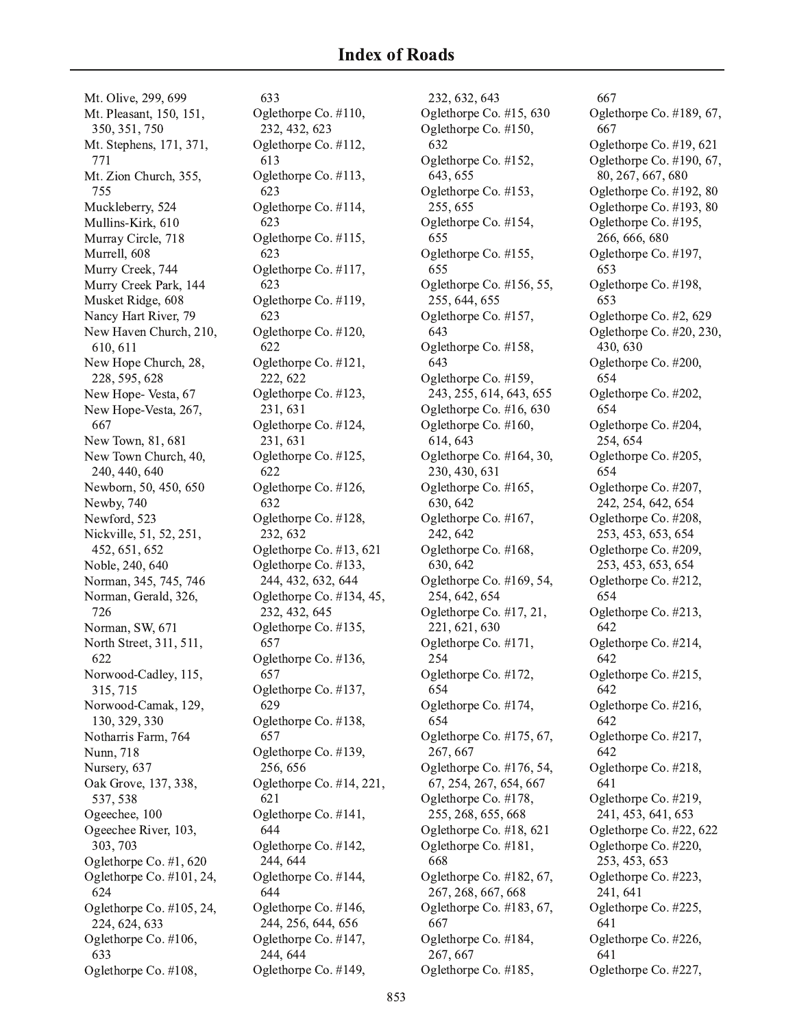# Index of Roads

Mt. Olive, 299, 699
Mt. Pleasant, 150, 151, 350, 351, 750
Mt. Stephens, 171, 371, 771
Mt. Zion Church, 355, 755
Muckleberry, 524
Mullins-Kirk, 610
Murray Circle, 718
Murrell, 608
Murry Creek, 744
Murry Creek Park, 144
Musket Ridge, 608
Nancy Hart River, 79
New Haven Church, 210, 610, 611
New Hope Church, 28, 228, 595, 628
New Hope- Vesta, 67
New Hope-Vesta, 267, 667
New Town, 81, 681
New Town Church, 40, 240, 440, 640
Newborn, 50, 450, 650
Newby, 740
Newford, 523
Nickville, 51, 52, 251, 452, 651, 652
Noble, 240, 640
Norman, 345, 745, 746
Norman, Gerald, 326, 726
Norman, SW, 671
North Street, 311, 511, 622
Norwood-Cadley, 115, 315, 715
Norwood-Camak, 129, 130, 329, 330
Notharris Farm, 764
Nunn, 718
Nursery, 637
Oak Grove, 137, 338, 537, 538
Ogeechee, 100
Ogeechee River, 103, 303, 703
Oglethorpe Co. #1, 620
Oglethorpe Co. #101, 24, 624
Oglethorpe Co. #105, 24, 224, 624, 633
Oglethorpe Co. #106, 633
Oglethorpe Co. #108, 633
Oglethorpe Co. #110, 232, 432, 623
Oglethorpe Co. #112, 613
Oglethorpe Co. #113, 623
Oglethorpe Co. #114, 623
Oglethorpe Co. #115, 623
Oglethorpe Co. #117, 623
Oglethorpe Co. #119, 623
Oglethorpe Co. #120, 622
Oglethorpe Co. #121, 222, 622
Oglethorpe Co. #123, 231, 631
Oglethorpe Co. #124, 231, 631
Oglethorpe Co. #125, 622
Oglethorpe Co. #126, 632
Oglethorpe Co. #128, 232, 632
Oglethorpe Co. #13, 621
Oglethorpe Co. #133, 244, 432, 632, 644
Oglethorpe Co. #134, 45, 232, 432, 645
Oglethorpe Co. #135, 657
Oglethorpe Co. #136, 657
Oglethorpe Co. #137, 629
Oglethorpe Co. #138, 657
Oglethorpe Co. #139, 256, 656
Oglethorpe Co. #14, 221, 621
Oglethorpe Co. #141, 644
Oglethorpe Co. #142, 244, 644
Oglethorpe Co. #144, 644
Oglethorpe Co. #146, 244, 256, 644, 656
Oglethorpe Co. #147, 244, 644
Oglethorpe Co. #149, 232, 632, 643
Oglethorpe Co. #15, 630
Oglethorpe Co. #150, 632
Oglethorpe Co. #152, 643, 655
Oglethorpe Co. #153, 255, 655
Oglethorpe Co. #154, 655
Oglethorpe Co. #155, 655
Oglethorpe Co. #156, 55, 255, 644, 655
Oglethorpe Co. #157, 643
Oglethorpe Co. #158, 643
Oglethorpe Co. #159, 243, 255, 614, 643, 655
Oglethorpe Co. #16, 630
Oglethorpe Co. #160, 614, 643
Oglethorpe Co. #164, 30, 230, 430, 631
Oglethorpe Co. #165, 630, 642
Oglethorpe Co. #167, 242, 642
Oglethorpe Co. #168, 630, 642
Oglethorpe Co. #169, 54, 254, 642, 654
Oglethorpe Co. #17, 21, 221, 621, 630
Oglethorpe Co. #171, 254
Oglethorpe Co. #172, 654
Oglethorpe Co. #174, 654
Oglethorpe Co. #175, 67, 267, 667
Oglethorpe Co. #176, 54, 67, 254, 267, 654, 667
Oglethorpe Co. #178, 255, 268, 655, 668
Oglethorpe Co. #18, 621
Oglethorpe Co. #181, 668
Oglethorpe Co. #182, 67, 267, 268, 667, 668
Oglethorpe Co. #183, 67, 667
Oglethorpe Co. #184, 267, 667
Oglethorpe Co. #185, 667
Oglethorpe Co. #189, 67, 667
Oglethorpe Co. #19, 621
Oglethorpe Co. #190, 67, 80, 267, 667, 680
Oglethorpe Co. #192, 80
Oglethorpe Co. #193, 80
Oglethorpe Co. #195, 266, 666, 680
Oglethorpe Co. #197, 653
Oglethorpe Co. #198, 653
Oglethorpe Co. #2, 629
Oglethorpe Co. #20, 230, 430, 630
Oglethorpe Co. #200, 654
Oglethorpe Co. #202, 654
Oglethorpe Co. #204, 254, 654
Oglethorpe Co. #205, 654
Oglethorpe Co. #207, 242, 254, 642, 654
Oglethorpe Co. #208, 253, 453, 653, 654
Oglethorpe Co. #209, 253, 453, 653, 654
Oglethorpe Co. #212, 654
Oglethorpe Co. #213, 642
Oglethorpe Co. #214, 642
Oglethorpe Co. #215, 642
Oglethorpe Co. #216, 642
Oglethorpe Co. #217, 642
Oglethorpe Co. #218, 641
Oglethorpe Co. #219, 241, 453, 641, 653
Oglethorpe Co. #22, 622
Oglethorpe Co. #220, 253, 453, 653
Oglethorpe Co. #223, 241, 641
Oglethorpe Co. #225, 641
Oglethorpe Co. #226, 641
Oglethorpe Co. #227,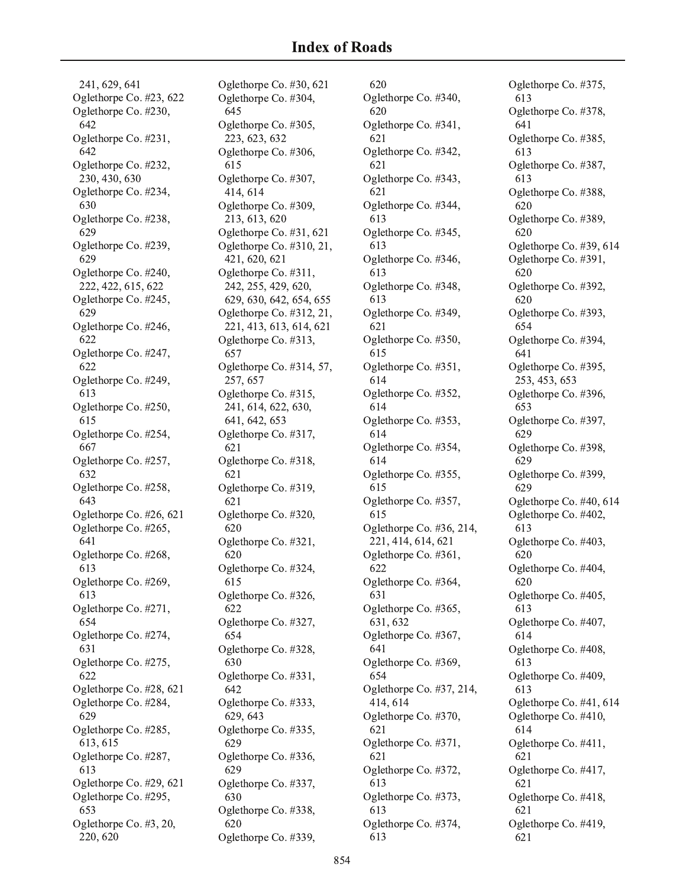## Index of Roads

241, 629, 641
Oglethorpe Co. #23, 622
Oglethorpe Co. #230, 642
Oglethorpe Co. #231, 642
Oglethorpe Co. #232, 230, 430, 630
Oglethorpe Co. #234, 630
Oglethorpe Co. #238, 629
Oglethorpe Co. #239, 629
Oglethorpe Co. #240, 222, 422, 615, 622
Oglethorpe Co. #245, 629
Oglethorpe Co. #246, 622
Oglethorpe Co. #247, 622
Oglethorpe Co. #249, 613
Oglethorpe Co. #250, 615
Oglethorpe Co. #254, 667
Oglethorpe Co. #257, 632
Oglethorpe Co. #258, 643
Oglethorpe Co. #26, 621
Oglethorpe Co. #265, 641
Oglethorpe Co. #268, 613
Oglethorpe Co. #269, 613
Oglethorpe Co. #271, 654
Oglethorpe Co. #274, 631
Oglethorpe Co. #275, 622
Oglethorpe Co. #28, 621
Oglethorpe Co. #284, 629
Oglethorpe Co. #285, 613, 615
Oglethorpe Co. #287, 613
Oglethorpe Co. #29, 621
Oglethorpe Co. #295, 653
Oglethorpe Co. #3, 20, 220, 620
Oglethorpe Co. #30, 621
Oglethorpe Co. #304, 645
Oglethorpe Co. #305, 223, 623, 632
Oglethorpe Co. #306, 615
Oglethorpe Co. #307, 414, 614
Oglethorpe Co. #309, 213, 613, 620
Oglethorpe Co. #31, 621
Oglethorpe Co. #310, 21, 421, 620, 621
Oglethorpe Co. #311, 242, 255, 429, 620, 629, 630, 642, 654, 655
Oglethorpe Co. #312, 21, 221, 413, 613, 614, 621
Oglethorpe Co. #313, 657
Oglethorpe Co. #314, 57, 257, 657
Oglethorpe Co. #315, 241, 614, 622, 630, 641, 642, 653
Oglethorpe Co. #317, 621
Oglethorpe Co. #318, 621
Oglethorpe Co. #319, 621
Oglethorpe Co. #320, 620
Oglethorpe Co. #321, 620
Oglethorpe Co. #324, 615
Oglethorpe Co. #326, 622
Oglethorpe Co. #327, 654
Oglethorpe Co. #328, 630
Oglethorpe Co. #331, 642
Oglethorpe Co. #333, 629, 643
Oglethorpe Co. #335, 629
Oglethorpe Co. #336, 629
Oglethorpe Co. #337, 630
Oglethorpe Co. #338, 620
Oglethorpe Co. #339, 620
Oglethorpe Co. #340, 620
Oglethorpe Co. #341, 621
Oglethorpe Co. #342, 621
Oglethorpe Co. #343, 621
Oglethorpe Co. #344, 613
Oglethorpe Co. #345, 613
Oglethorpe Co. #346, 613
Oglethorpe Co. #348, 613
Oglethorpe Co. #349, 621
Oglethorpe Co. #350, 615
Oglethorpe Co. #351, 614
Oglethorpe Co. #352, 614
Oglethorpe Co. #353, 614
Oglethorpe Co. #354, 614
Oglethorpe Co. #355, 615
Oglethorpe Co. #357, 615
Oglethorpe Co. #36, 214, 221, 414, 614, 621
Oglethorpe Co. #361, 622
Oglethorpe Co. #364, 631
Oglethorpe Co. #365, 631, 632
Oglethorpe Co. #367, 641
Oglethorpe Co. #369, 654
Oglethorpe Co. #37, 214, 414, 614
Oglethorpe Co. #370, 621
Oglethorpe Co. #371, 621
Oglethorpe Co. #372, 613
Oglethorpe Co. #373, 613
Oglethorpe Co. #374, 613
Oglethorpe Co. #375, 613
Oglethorpe Co. #378, 641
Oglethorpe Co. #385, 613
Oglethorpe Co. #387, 613
Oglethorpe Co. #388, 620
Oglethorpe Co. #389, 620
Oglethorpe Co. #39, 614
Oglethorpe Co. #391, 620
Oglethorpe Co. #392, 620
Oglethorpe Co. #393, 654
Oglethorpe Co. #394, 641
Oglethorpe Co. #395, 253, 453, 653
Oglethorpe Co. #396, 653
Oglethorpe Co. #397, 629
Oglethorpe Co. #398, 629
Oglethorpe Co. #399, 629
Oglethorpe Co. #40, 614
Oglethorpe Co. #402, 613
Oglethorpe Co. #403, 620
Oglethorpe Co. #404, 620
Oglethorpe Co. #405, 613
Oglethorpe Co. #407, 614
Oglethorpe Co. #408, 613
Oglethorpe Co. #409, 613
Oglethorpe Co. #41, 614
Oglethorpe Co. #410, 614
Oglethorpe Co. #411, 621
Oglethorpe Co. #417, 621
Oglethorpe Co. #418, 621
Oglethorpe Co. #419, 621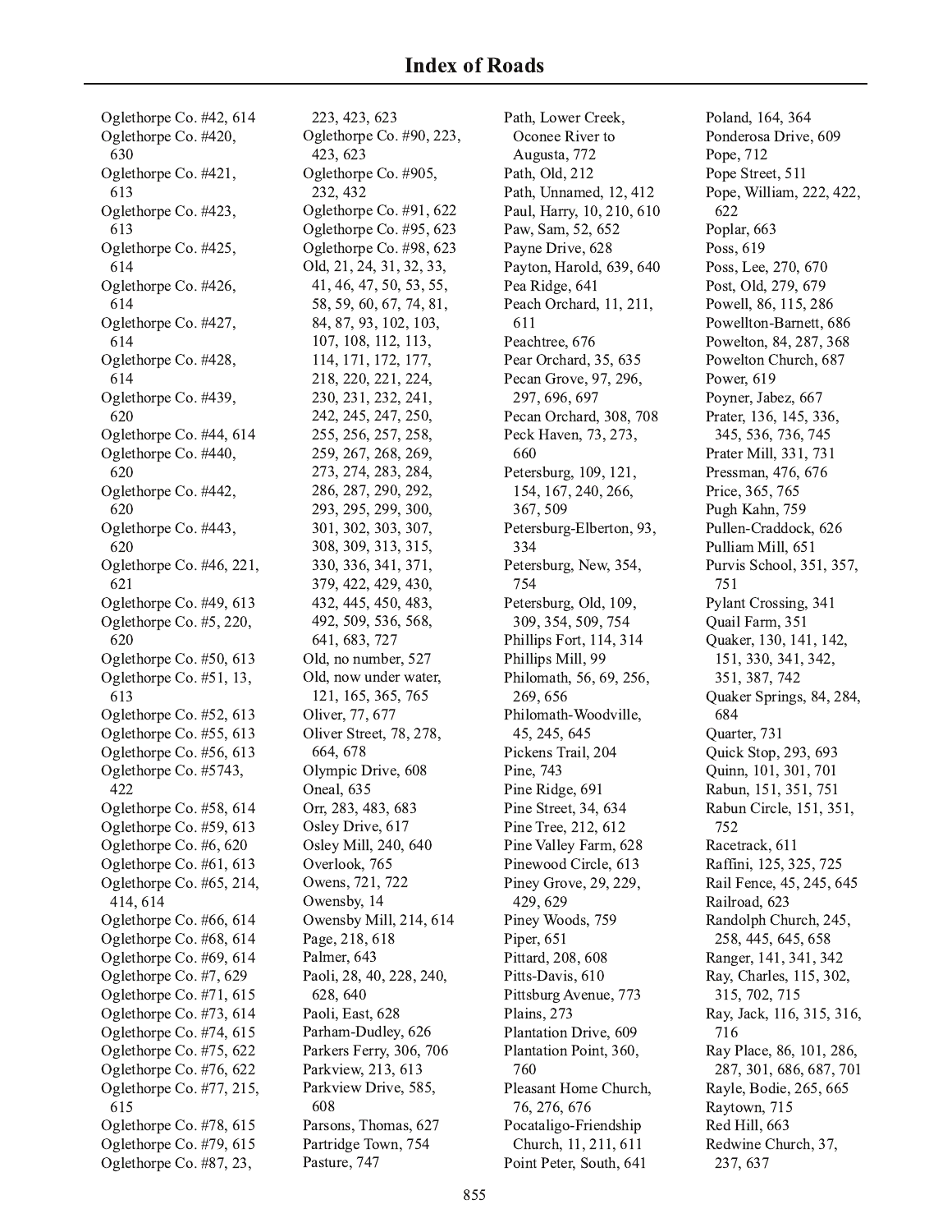# Index of Roads

Oglethorpe Co. #42, 614
Oglethorpe Co. #420, 630
Oglethorpe Co. #421, 613
Oglethorpe Co. #423, 613
Oglethorpe Co. #425, 614
Oglethorpe Co. #426, 614
Oglethorpe Co. #427, 614
Oglethorpe Co. #428, 614
Oglethorpe Co. #439, 620
Oglethorpe Co. #44, 614
Oglethorpe Co. #440, 620
Oglethorpe Co. #442, 620
Oglethorpe Co. #443, 620
Oglethorpe Co. #46, 221, 621
Oglethorpe Co. #49, 613
Oglethorpe Co. #5, 220, 620
Oglethorpe Co. #50, 613
Oglethorpe Co. #51, 13, 613
Oglethorpe Co. #52, 613
Oglethorpe Co. #55, 613
Oglethorpe Co. #56, 613
Oglethorpe Co. #5743, 422
Oglethorpe Co. #58, 614
Oglethorpe Co. #59, 613
Oglethorpe Co. #6, 620
Oglethorpe Co. #61, 613
Oglethorpe Co. #65, 214, 414, 614
Oglethorpe Co. #66, 614
Oglethorpe Co. #68, 614
Oglethorpe Co. #69, 614
Oglethorpe Co. #7, 629
Oglethorpe Co. #71, 615
Oglethorpe Co. #73, 614
Oglethorpe Co. #74, 615
Oglethorpe Co. #75, 622
Oglethorpe Co. #76, 622
Oglethorpe Co. #77, 215, 615
Oglethorpe Co. #78, 615
Oglethorpe Co. #79, 615
Oglethorpe Co. #87, 23, 223, 423, 623
Oglethorpe Co. #90, 223, 423, 623
Oglethorpe Co. #905, 232, 432
Oglethorpe Co. #91, 622
Oglethorpe Co. #95, 623
Oglethorpe Co. #98, 623
Old, 21, 24, 31, 32, 33, 41, 46, 47, 50, 53, 55, 58, 59, 60, 67, 74, 81, 84, 87, 93, 102, 103, 107, 108, 112, 113, 114, 171, 172, 177, 218, 220, 221, 224, 230, 231, 232, 241, 242, 245, 247, 250, 255, 256, 257, 258, 259, 267, 268, 269, 273, 274, 283, 284, 286, 287, 290, 292, 293, 295, 299, 300, 301, 302, 303, 307, 308, 309, 313, 315, 330, 336, 341, 371, 379, 422, 429, 430, 432, 445, 450, 483, 492, 509, 536, 568, 641, 683, 727
Old, no number, 527
Old, now under water, 121, 165, 365, 765
Oliver, 77, 677
Oliver Street, 78, 278, 664, 678
Olympic Drive, 608
Oneal, 635
Orr, 283, 483, 683
Osley Drive, 617
Osley Mill, 240, 640
Overlook, 765
Owens, 721, 722
Owensby, 14
Owensby Mill, 214, 614
Page, 218, 618
Palmer, 643
Paoli, 28, 40, 228, 240, 628, 640
Paoli, East, 628
Parham-Dudley, 626
Parkers Ferry, 306, 706
Parkview, 213, 613
Parkview Drive, 585, 608
Parsons, Thomas, 627
Partridge Town, 754
Pasture, 747
Path, Lower Creek, Oconee River to Augusta, 772
Path, Old, 212
Path, Unnamed, 12, 412
Paul, Harry, 10, 210, 610
Paw, Sam, 52, 652
Payne Drive, 628
Payton, Harold, 639, 640
Pea Ridge, 641
Peach Orchard, 11, 211, 611
Peachtree, 676
Pear Orchard, 35, 635
Pecan Grove, 97, 296, 297, 696, 697
Pecan Orchard, 308, 708
Peck Haven, 73, 273, 660
Petersburg, 109, 121, 154, 167, 240, 266, 367, 509
Petersburg-Elberton, 93, 334
Petersburg, New, 354, 754
Petersburg, Old, 109, 309, 354, 509, 754
Phillips Fort, 114, 314
Phillips Mill, 99
Philomath, 56, 69, 256, 269, 656
Philomath-Woodville, 45, 245, 645
Pickens Trail, 204
Pine, 743
Pine Ridge, 691
Pine Street, 34, 634
Pine Tree, 212, 612
Pine Valley Farm, 628
Pinewood Circle, 613
Piney Grove, 29, 229, 429, 629
Piney Woods, 759
Piper, 651
Pittard, 208, 608
Pitts-Davis, 610
Pittsburg Avenue, 773
Plains, 273
Plantation Drive, 609
Plantation Point, 360, 760
Pleasant Home Church, 76, 276, 676
Pocataligo-Friendship Church, 11, 211, 611
Point Peter, South, 641
Poland, 164, 364
Ponderosa Drive, 609
Pope, 712
Pope Street, 511
Pope, William, 222, 422, 622
Poplar, 663
Poss, 619
Poss, Lee, 270, 670
Post, Old, 279, 679
Powell, 86, 115, 286
Powellton-Barnett, 686
Powelton, 84, 287, 368
Powelton Church, 687
Power, 619
Poyner, Jabez, 667
Prater, 136, 145, 336, 345, 536, 736, 745
Prater Mill, 331, 731
Pressman, 476, 676
Price, 365, 765
Pugh Kahn, 759
Pullen-Craddock, 626
Pulliam Mill, 651
Purvis School, 351, 357, 751
Pylant Crossing, 341
Quail Farm, 351
Quaker, 130, 141, 142, 151, 330, 341, 342, 351, 387, 742
Quaker Springs, 84, 284, 684
Quarter, 731
Quick Stop, 293, 693
Quinn, 101, 301, 701
Rabun, 151, 351, 751
Rabun Circle, 151, 351, 752
Racetrack, 611
Raffini, 125, 325, 725
Rail Fence, 45, 245, 645
Railroad, 623
Randolph Church, 245, 258, 445, 645, 658
Ranger, 141, 341, 342
Ray, Charles, 115, 302, 315, 702, 715
Ray, Jack, 116, 315, 316, 716
Ray Place, 86, 101, 286, 287, 301, 686, 687, 701
Rayle, Bodie, 265, 665
Raytown, 715
Red Hill, 663
Redwine Church, 37, 237, 637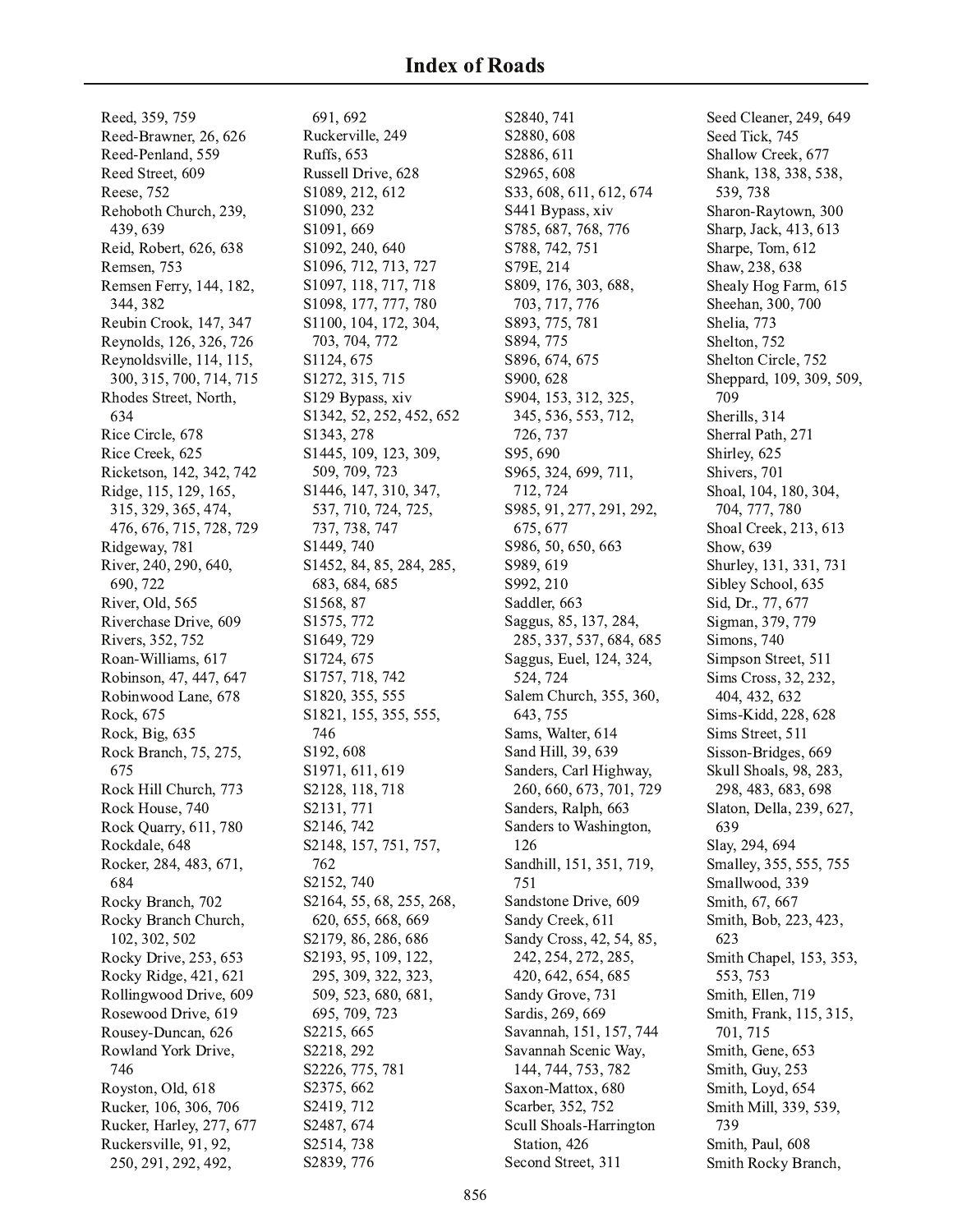# Index of Roads

Reed, 359, 759
Reed-Brawner, 26, 626
Reed-Penland, 559
Reed Street, 609
Reese, 752
Rehoboth Church, 239, 439, 639
Reid, Robert, 626, 638
Remsen, 753
Remsen Ferry, 144, 182, 344, 382
Reubin Crook, 147, 347
Reynolds, 126, 326, 726
Reynoldsville, 114, 115, 300, 315, 700, 714, 715
Rhodes Street, North, 634
Rice Circle, 678
Rice Creek, 625
Ricketson, 142, 342, 742
Ridge, 115, 129, 165, 315, 329, 365, 474, 476, 676, 715, 728, 729
Ridgeway, 781
River, 240, 290, 640, 690, 722
River, Old, 565
Riverchase Drive, 609
Rivers, 352, 752
Roan-Williams, 617
Robinson, 47, 447, 647
Robinwood Lane, 678
Rock, 675
Rock, Big, 635
Rock Branch, 75, 275, 675
Rock Hill Church, 773
Rock House, 740
Rock Quarry, 611, 780
Rockdale, 648
Rocker, 284, 483, 671, 684
Rocky Branch, 702
Rocky Branch Church, 102, 302, 502
Rocky Drive, 253, 653
Rocky Ridge, 421, 621
Rollingwood Drive, 609
Rosewood Drive, 619
Rousey-Duncan, 626
Rowland York Drive, 746
Royston, Old, 618
Rucker, 106, 306, 706
Rucker, Harley, 277, 677
Ruckersville, 91, 92, 250, 291, 292, 492, 691, 692
Ruckerville, 249
Ruffs, 653
Russell Drive, 628
S1089, 212, 612
S1090, 232
S1091, 669
S1092, 240, 640
S1096, 712, 713, 727
S1097, 118, 717, 718
S1098, 177, 777, 780
S1100, 104, 172, 304, 703, 704, 772
S1124, 675
S1272, 315, 715
S129 Bypass, xiv
S1342, 52, 252, 452, 652
S1343, 278
S1445, 109, 123, 309, 509, 709, 723
S1446, 147, 310, 347, 537, 710, 724, 725, 737, 738, 747
S1449, 740
S1452, 84, 85, 284, 285, 683, 684, 685
S1568, 87
S1575, 772
S1649, 729
S1724, 675
S1757, 718, 742
S1820, 355, 555
S1821, 155, 355, 555, 746
S192, 608
S1971, 611, 619
S2128, 118, 718
S2131, 771
S2146, 742
S2148, 157, 751, 757, 762
S2152, 740
S2164, 55, 68, 255, 268, 620, 655, 668, 669
S2179, 86, 286, 686
S2193, 95, 109, 122, 295, 309, 322, 323, 509, 523, 680, 681, 695, 709, 723
S2215, 665
S2218, 292
S2226, 775, 781
S2375, 662
S2419, 712
S2487, 674
S2514, 738
S2839, 776
S2840, 741
S2880, 608
S2886, 611
S2965, 608
S33, 608, 611, 612, 674
S441 Bypass, xiv
S785, 687, 768, 776
S788, 742, 751
S79E, 214
S809, 176, 303, 688, 703, 717, 776
S893, 775, 781
S894, 775
S896, 674, 675
S900, 628
S904, 153, 312, 325, 345, 536, 553, 712, 726, 737
S95, 690
S965, 324, 699, 711, 712, 724
S985, 91, 277, 291, 292, 675, 677
S986, 50, 650, 663
S989, 619
S992, 210
Saddler, 663
Saggus, 85, 137, 284, 285, 337, 537, 684, 685
Saggus, Euel, 124, 324, 524, 724
Salem Church, 355, 360, 643, 755
Sams, Walter, 614
Sand Hill, 39, 639
Sanders, Carl Highway, 260, 660, 673, 701, 729
Sanders, Ralph, 663
Sanders to Washington, 126
Sandhill, 151, 351, 719, 751
Sandstone Drive, 609
Sandy Creek, 611
Sandy Cross, 42, 54, 85, 242, 254, 272, 285, 420, 642, 654, 685
Sandy Grove, 731
Sardis, 269, 669
Savannah, 151, 157, 744
Savannah Scenic Way, 144, 744, 753, 782
Saxon-Mattox, 680
Scarber, 352, 752
Scull Shoals-Harrington Station, 426
Second Street, 311
Seed Cleaner, 249, 649
Seed Tick, 745
Shallow Creek, 677
Shank, 138, 338, 538, 539, 738
Sharon-Raytown, 300
Sharp, Jack, 413, 613
Sharpe, Tom, 612
Shaw, 238, 638
Shealy Hog Farm, 615
Sheehan, 300, 700
Shelia, 773
Shelton, 752
Shelton Circle, 752
Sheppard, 109, 309, 509, 709
Sherills, 314
Sherral Path, 271
Shirley, 625
Shivers, 701
Shoal, 104, 180, 304, 704, 777, 780
Shoal Creek, 213, 613
Show, 639
Shurley, 131, 331, 731
Sibley School, 635
Sid, Dr., 77, 677
Sigman, 379, 779
Simons, 740
Simpson Street, 511
Sims Cross, 32, 232, 404, 432, 632
Sims-Kidd, 228, 628
Sims Street, 511
Sisson-Bridges, 669
Skull Shoals, 98, 283, 298, 483, 683, 698
Slaton, Della, 239, 627, 639
Slay, 294, 694
Smalley, 355, 555, 755
Smallwood, 339
Smith, 67, 667
Smith, Bob, 223, 423, 623
Smith Chapel, 153, 353, 553, 753
Smith, Ellen, 719
Smith, Frank, 115, 315, 701, 715
Smith, Gene, 653
Smith, Guy, 253
Smith, Loyd, 654
Smith Mill, 339, 539, 739
Smith, Paul, 608
Smith Rocky Branch,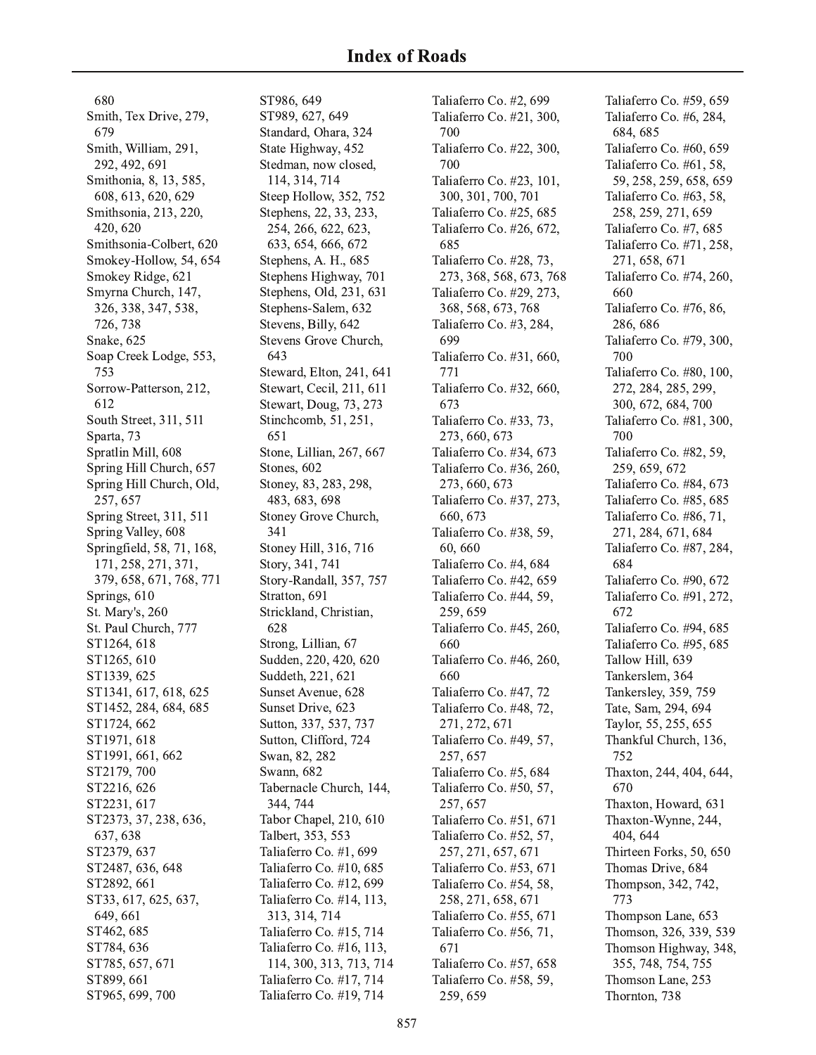# Index of Roads

680
Smith, Tex Drive, 279, 679
Smith, William, 291, 292, 492, 691
Smithonia, 8, 13, 585, 608, 613, 620, 629
Smithsonia, 213, 220, 420, 620
Smithsonia-Colbert, 620
Smokey-Hollow, 54, 654
Smokey Ridge, 621
Smyrna Church, 147, 326, 338, 347, 538, 726, 738
Snake, 625
Soap Creek Lodge, 553, 753
Sorrow-Patterson, 212, 612
South Street, 311, 511
Sparta, 73
Spratlin Mill, 608
Spring Hill Church, 657
Spring Hill Church, Old, 257, 657
Spring Street, 311, 511
Spring Valley, 608
Springfield, 58, 71, 168, 171, 258, 271, 371, 379, 658, 671, 768, 771
Springs, 610
St. Mary's, 260
St. Paul Church, 777
ST1264, 618
ST1265, 610
ST1339, 625
ST1341, 617, 618, 625
ST1452, 284, 684, 685
ST1724, 662
ST1971, 618
ST1991, 661, 662
ST2179, 700
ST2216, 626
ST2231, 617
ST2373, 37, 238, 636, 637, 638
ST2379, 637
ST2487, 636, 648
ST2892, 661
ST33, 617, 625, 637, 649, 661
ST462, 685
ST784, 636
ST785, 657, 671
ST899, 661
ST965, 699, 700
ST986, 649
ST989, 627, 649
Standard, Ohara, 324
State Highway, 452
Stedman, now closed, 114, 314, 714
Steep Hollow, 352, 752
Stephens, 22, 33, 233, 254, 266, 622, 623, 633, 654, 666, 672
Stephens, A. H., 685
Stephens Highway, 701
Stephens, Old, 231, 631
Stephens-Salem, 632
Stevens, Billy, 642
Stevens Grove Church, 643
Steward, Elton, 241, 641
Stewart, Cecil, 211, 611
Stewart, Doug, 73, 273
Stinchcomb, 51, 251, 651
Stone, Lillian, 267, 667
Stones, 602
Stoney, 83, 283, 298, 483, 683, 698
Stoney Grove Church, 341
Stoney Hill, 316, 716
Story, 341, 741
Story-Randall, 357, 757
Stratton, 691
Strickland, Christian, 628
Strong, Lillian, 67
Sudden, 220, 420, 620
Suddeth, 221, 621
Sunset Avenue, 628
Sunset Drive, 623
Sutton, 337, 537, 737
Sutton, Clifford, 724
Swan, 82, 282
Swann, 682
Tabernacle Church, 144, 344, 744
Tabor Chapel, 210, 610
Talbert, 353, 553
Taliaferro Co. #1, 699
Taliaferro Co. #10, 685
Taliaferro Co. #12, 699
Taliaferro Co. #14, 113, 313, 314, 714
Taliaferro Co. #15, 714
Taliaferro Co. #16, 113, 114, 300, 313, 713, 714
Taliaferro Co. #17, 714
Taliaferro Co. #19, 714
Taliaferro Co. #2, 699
Taliaferro Co. #21, 300, 700
Taliaferro Co. #22, 300, 700
Taliaferro Co. #23, 101, 300, 301, 700, 701
Taliaferro Co. #25, 685
Taliaferro Co. #26, 672, 685
Taliaferro Co. #28, 73, 273, 368, 568, 673, 768
Taliaferro Co. #29, 273, 368, 568, 673, 768
Taliaferro Co. #3, 284, 699
Taliaferro Co. #31, 660, 771
Taliaferro Co. #32, 660, 673
Taliaferro Co. #33, 73, 273, 660, 673
Taliaferro Co. #34, 673
Taliaferro Co. #36, 260, 273, 660, 673
Taliaferro Co. #37, 273, 660, 673
Taliaferro Co. #38, 59, 60, 660
Taliaferro Co. #4, 684
Taliaferro Co. #42, 659
Taliaferro Co. #44, 59, 259, 659
Taliaferro Co. #45, 260, 660
Taliaferro Co. #46, 260, 660
Taliaferro Co. #47, 72
Taliaferro Co. #48, 72, 271, 272, 671
Taliaferro Co. #49, 57, 257, 657
Taliaferro Co. #5, 684
Taliaferro Co. #50, 57, 257, 657
Taliaferro Co. #51, 671
Taliaferro Co. #52, 57, 257, 271, 657, 671
Taliaferro Co. #53, 671
Taliaferro Co. #54, 58, 258, 271, 658, 671
Taliaferro Co. #55, 671
Taliaferro Co. #56, 71, 671
Taliaferro Co. #57, 658
Taliaferro Co. #58, 59, 259, 659
Taliaferro Co. #59, 659
Taliaferro Co. #6, 284, 684, 685
Taliaferro Co. #60, 659
Taliaferro Co. #61, 58, 59, 258, 259, 658, 659
Taliaferro Co. #63, 58, 258, 259, 271, 659
Taliaferro Co. #7, 685
Taliaferro Co. #71, 258, 271, 658, 671
Taliaferro Co. #74, 260, 660
Taliaferro Co. #76, 86, 286, 686
Taliaferro Co. #79, 300, 700
Taliaferro Co. #80, 100, 272, 284, 285, 299, 300, 672, 684, 700
Taliaferro Co. #81, 300, 700
Taliaferro Co. #82, 59, 259, 659, 672
Taliaferro Co. #84, 673
Taliaferro Co. #85, 685
Taliaferro Co. #86, 71, 271, 284, 671, 684
Taliaferro Co. #87, 284, 684
Taliaferro Co. #90, 672
Taliaferro Co. #91, 272, 672
Taliaferro Co. #94, 685
Taliaferro Co. #95, 685
Tallow Hill, 639
Tankerslem, 364
Tankersley, 359, 759
Tate, Sam, 294, 694
Taylor, 55, 255, 655
Thankful Church, 136, 752
Thaxton, 244, 404, 644, 670
Thaxton, Howard, 631
Thaxton-Wynne, 244, 404, 644
Thirteen Forks, 50, 650
Thomas Drive, 684
Thompson, 342, 742, 773
Thompson Lane, 653
Thomson, 326, 339, 539
Thomson Highway, 348, 355, 748, 754, 755
Thomson Lane, 253
Thornton, 738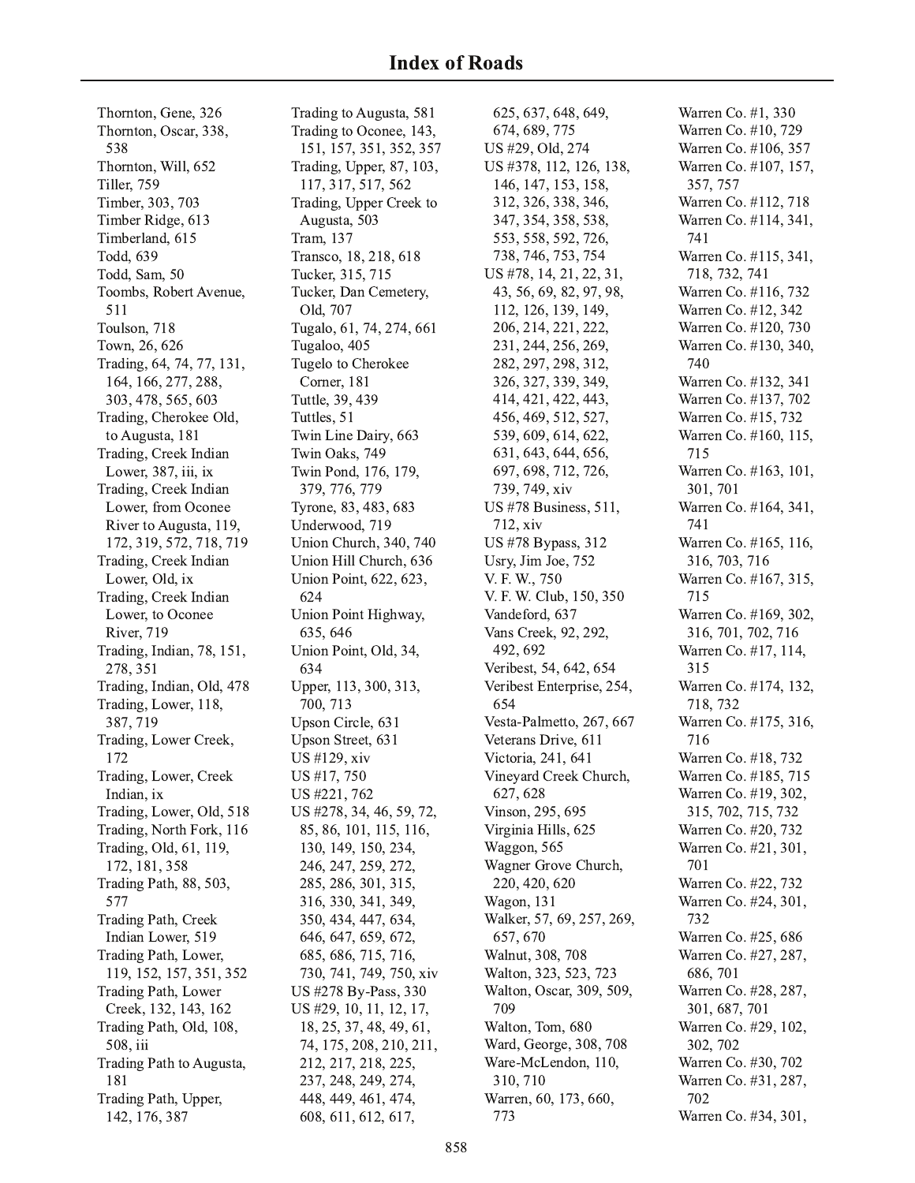# Index of Roads

Thornton, Gene, 326
Thornton, Oscar, 338, 538
Thornton, Will, 652
Tiller, 759
Timber, 303, 703
Timber Ridge, 613
Timberland, 615
Todd, 639
Todd, Sam, 50
Toombs, Robert Avenue, 511
Toulson, 718
Town, 26, 626
Trading, 64, 74, 77, 131, 164, 166, 277, 288, 303, 478, 565, 603
Trading, Cherokee Old, to Augusta, 181
Trading, Creek Indian Lower, 387, iii, ix
Trading, Creek Indian Lower, from Oconee River to Augusta, 119, 172, 319, 572, 718, 719
Trading, Creek Indian Lower, Old, ix
Trading, Creek Indian Lower, to Oconee River, 719
Trading, Indian, 78, 151, 278, 351
Trading, Indian, Old, 478
Trading, Lower, 118, 387, 719
Trading, Lower Creek, 172
Trading, Lower, Creek Indian, ix
Trading, Lower, Old, 518
Trading, North Fork, 116
Trading, Old, 61, 119, 172, 181, 358
Trading Path, 88, 503, 577
Trading Path, Creek Indian Lower, 519
Trading Path, Lower, 119, 152, 157, 351, 352
Trading Path, Lower Creek, 132, 143, 162
Trading Path, Old, 108, 508, iii
Trading Path to Augusta, 181
Trading Path, Upper, 142, 176, 387
Trading to Augusta, 581
Trading to Oconee, 143, 151, 157, 351, 352, 357
Trading, Upper, 87, 103, 117, 317, 517, 562
Trading, Upper Creek to Augusta, 503
Tram, 137
Transco, 18, 218, 618
Tucker, 315, 715
Tucker, Dan Cemetery, Old, 707
Tugalo, 61, 74, 274, 661
Tugaloo, 405
Tugelo to Cherokee Corner, 181
Tuttle, 39, 439
Tuttles, 51
Twin Line Dairy, 663
Twin Oaks, 749
Twin Pond, 176, 179, 379, 776, 779
Tyrone, 83, 483, 683
Underwood, 719
Union Church, 340, 740
Union Hill Church, 636
Union Point, 622, 623, 624
Union Point Highway, 635, 646
Union Point, Old, 34, 634
Upper, 113, 300, 313, 700, 713
Upson Circle, 631
Upson Street, 631
US #129, xiv
US #17, 750
US #221, 762
US #278, 34, 46, 59, 72, 85, 86, 101, 115, 116, 130, 149, 150, 234, 246, 247, 259, 272, 285, 286, 301, 315, 316, 330, 341, 349, 350, 434, 447, 634, 646, 647, 659, 672, 685, 686, 715, 716, 730, 741, 749, 750, xiv
US #278 By-Pass, 330
US #29, 10, 11, 12, 17, 18, 25, 37, 48, 49, 61, 74, 175, 208, 210, 211, 212, 217, 218, 225, 237, 248, 249, 274, 448, 449, 461, 474, 608, 611, 612, 617, 625, 637, 648, 649, 674, 689, 775
US #29, Old, 274
US #378, 112, 126, 138, 146, 147, 153, 158, 312, 326, 338, 346, 347, 354, 358, 538, 553, 558, 592, 726, 738, 746, 753, 754
US #78, 14, 21, 22, 31, 43, 56, 69, 82, 97, 98, 112, 126, 139, 149, 206, 214, 221, 222, 231, 244, 256, 269, 282, 297, 298, 312, 326, 327, 339, 349, 414, 421, 422, 443, 456, 469, 512, 527, 539, 609, 614, 622, 631, 643, 644, 656, 697, 698, 712, 726, 739, 749, xiv
US #78 Business, 511, 712, xiv
US #78 Bypass, 312
Usry, Jim Joe, 752
V. F. W., 750
V. F. W. Club, 150, 350
Vandeford, 637
Vans Creek, 92, 292, 492, 692
Veribest, 54, 642, 654
Veribest Enterprise, 254, 654
Vesta-Palmetto, 267, 667
Veterans Drive, 611
Victoria, 241, 641
Vineyard Creek Church, 627, 628
Vinson, 295, 695
Virginia Hills, 625
Waggon, 565
Wagner Grove Church, 220, 420, 620
Wagon, 131
Walker, 57, 69, 257, 269, 657, 670
Walnut, 308, 708
Walton, 323, 523, 723
Walton, Oscar, 309, 509, 709
Walton, Tom, 680
Ward, George, 308, 708
Ware-McLendon, 110, 310, 710
Warren, 60, 173, 660, 773
Warren Co. #1, 330
Warren Co. #10, 729
Warren Co. #106, 357
Warren Co. #107, 157, 357, 757
Warren Co. #112, 718
Warren Co. #114, 341, 741
Warren Co. #115, 341, 718, 732, 741
Warren Co. #116, 732
Warren Co. #12, 342
Warren Co. #120, 730
Warren Co. #130, 340, 740
Warren Co. #132, 341
Warren Co. #137, 702
Warren Co. #15, 732
Warren Co. #160, 115, 715
Warren Co. #163, 101, 301, 701
Warren Co. #164, 341, 741
Warren Co. #165, 116, 316, 703, 716
Warren Co. #167, 315, 715
Warren Co. #169, 302, 316, 701, 702, 716
Warren Co. #17, 114, 315
Warren Co. #174, 132, 718, 732
Warren Co. #175, 316, 716
Warren Co. #18, 732
Warren Co. #185, 715
Warren Co. #19, 302, 315, 702, 715, 732
Warren Co. #20, 732
Warren Co. #21, 301, 701
Warren Co. #22, 732
Warren Co. #24, 301, 732
Warren Co. #25, 686
Warren Co. #27, 287, 686, 701
Warren Co. #28, 287, 301, 687, 701
Warren Co. #29, 102, 302, 702
Warren Co. #30, 702
Warren Co. #31, 287, 702
Warren Co. #34, 301,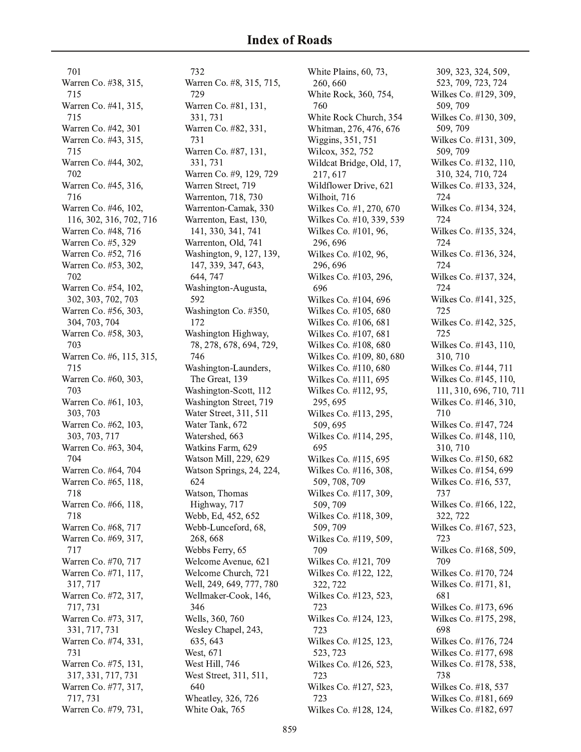# Index of Roads

701
Warren Co. #38, 315, 715
Warren Co. #41, 315, 715
Warren Co. #42, 301
Warren Co. #43, 315, 715
Warren Co. #44, 302, 702
Warren Co. #45, 316, 716
Warren Co. #46, 102, 116, 302, 316, 702, 716
Warren Co. #48, 716
Warren Co. #5, 329
Warren Co. #52, 716
Warren Co. #53, 302, 702
Warren Co. #54, 102, 302, 303, 702, 703
Warren Co. #56, 303, 304, 703, 704
Warren Co. #58, 303, 703
Warren Co. #6, 115, 315, 715
Warren Co. #60, 303, 703
Warren Co. #61, 103, 303, 703
Warren Co. #62, 103, 303, 703, 717
Warren Co. #63, 304, 704
Warren Co. #64, 704
Warren Co. #65, 118, 718
Warren Co. #66, 118, 718
Warren Co. #68, 717
Warren Co. #69, 317, 717
Warren Co. #70, 717
Warren Co. #71, 117, 317, 717
Warren Co. #72, 317, 717, 731
Warren Co. #73, 317, 331, 717, 731
Warren Co. #74, 331, 731
Warren Co. #75, 131, 317, 331, 717, 731
Warren Co. #77, 317, 717, 731
Warren Co. #79, 731, 732
Warren Co. #8, 315, 715, 729
Warren Co. #81, 131, 331, 731
Warren Co. #82, 331, 731
Warren Co. #87, 131, 331, 731
Warren Co. #9, 129, 729
Warren Street, 719
Warrenton, 718, 730
Warrenton-Camak, 330
Warrenton, East, 130, 141, 330, 341, 741
Warrenton, Old, 741
Washington, 9, 127, 139, 147, 339, 347, 643, 644, 747
Washington-Augusta, 592
Washington Co. #350, 172
Washington Highway, 78, 278, 678, 694, 729, 746
Washington-Launders, The Great, 139
Washington-Scott, 112
Washington Street, 719
Water Street, 311, 511
Water Tank, 672
Watershed, 663
Watkins Farm, 629
Watson Mill, 229, 629
Watson Springs, 24, 224, 624
Watson, Thomas Highway, 717
Webb, Ed, 452, 652
Webb-Lunceford, 68, 268, 668
Webbs Ferry, 65
Welcome Avenue, 621
Welcome Church, 721
Well, 249, 649, 777, 780
Wellmaker-Cook, 146, 346
Wells, 360, 760
Wesley Chapel, 243, 635, 643
West, 671
West Hill, 746
West Street, 311, 511, 640
Wheatley, 326, 726
White Oak, 765
White Plains, 60, 73, 260, 660
White Rock, 360, 754, 760
White Rock Church, 354
Whitman, 276, 476, 676
Wiggins, 351, 751
Wilcox, 352, 752
Wildcat Bridge, Old, 17, 217, 617
Wildflower Drive, 621
Wilhoit, 716
Wilkes Co. #1, 270, 670
Wilkes Co. #10, 339, 539
Wilkes Co. #101, 96, 296, 696
Wilkes Co. #102, 96, 296, 696
Wilkes Co. #103, 296, 696
Wilkes Co. #104, 696
Wilkes Co. #105, 680
Wilkes Co. #106, 681
Wilkes Co. #107, 681
Wilkes Co. #108, 680
Wilkes Co. #109, 80, 680
Wilkes Co. #110, 680
Wilkes Co. #111, 695
Wilkes Co. #112, 95, 295, 695
Wilkes Co. #113, 295, 509, 695
Wilkes Co. #114, 295, 695
Wilkes Co. #115, 695
Wilkes Co. #116, 308, 509, 708, 709
Wilkes Co. #117, 309, 509, 709
Wilkes Co. #118, 309, 509, 709
Wilkes Co. #119, 509, 709
Wilkes Co. #121, 709
Wilkes Co. #122, 122, 322, 722
Wilkes Co. #123, 523, 723
Wilkes Co. #124, 123, 723
Wilkes Co. #125, 123, 523, 723
Wilkes Co. #126, 523, 723
Wilkes Co. #127, 523, 723
Wilkes Co. #128, 124, 309, 323, 324, 509, 523, 709, 723, 724
Wilkes Co. #129, 309, 509, 709
Wilkes Co. #130, 309, 509, 709
Wilkes Co. #131, 309, 509, 709
Wilkes Co. #132, 110, 310, 324, 710, 724
Wilkes Co. #133, 324, 724
Wilkes Co. #134, 324, 724
Wilkes Co. #135, 324, 724
Wilkes Co. #136, 324, 724
Wilkes Co. #137, 324, 724
Wilkes Co. #141, 325, 725
Wilkes Co. #142, 325, 725
Wilkes Co. #143, 110, 310, 710
Wilkes Co. #144, 711
Wilkes Co. #145, 110, 111, 310, 696, 710, 711
Wilkes Co. #146, 310, 710
Wilkes Co. #147, 724
Wilkes Co. #148, 110, 310, 710
Wilkes Co. #150, 682
Wilkes Co. #154, 699
Wilkes Co. #16, 537, 737
Wilkes Co. #166, 122, 322, 722
Wilkes Co. #167, 523, 723
Wilkes Co. #168, 509, 709
Wilkes Co. #170, 724
Wilkes Co. #171, 81, 681
Wilkes Co. #173, 696
Wilkes Co. #175, 298, 698
Wilkes Co. #176, 724
Wilkes Co. #177, 698
Wilkes Co. #178, 538, 738
Wilkes Co. #18, 537
Wilkes Co. #181, 669
Wilkes Co. #182, 697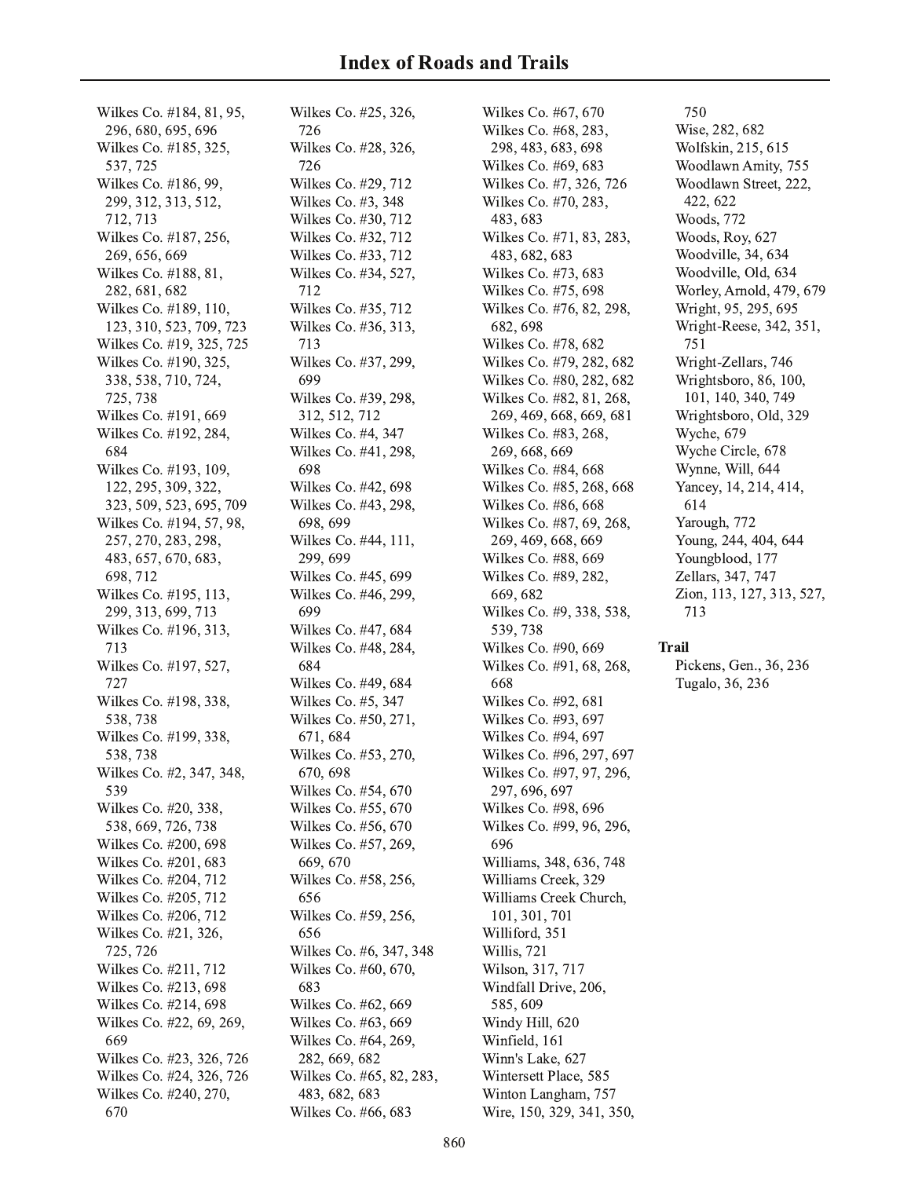# Index of Roads and Trails

Wilkes Co. #184, 81, 95, 296, 680, 695, 696
Wilkes Co. #185, 325, 537, 725
Wilkes Co. #186, 99, 299, 312, 313, 512, 712, 713
Wilkes Co. #187, 256, 269, 656, 669
Wilkes Co. #188, 81, 282, 681, 682
Wilkes Co. #189, 110, 123, 310, 523, 709, 723
Wilkes Co. #19, 325, 725
Wilkes Co. #190, 325, 338, 538, 710, 724, 725, 738
Wilkes Co. #191, 669
Wilkes Co. #192, 284, 684
Wilkes Co. #193, 109, 122, 295, 309, 322, 323, 509, 523, 695, 709
Wilkes Co. #194, 57, 98, 257, 270, 283, 298, 483, 657, 670, 683, 698, 712
Wilkes Co. #195, 113, 299, 313, 699, 713
Wilkes Co. #196, 313, 713
Wilkes Co. #197, 527, 727
Wilkes Co. #198, 338, 538, 738
Wilkes Co. #199, 338, 538, 738
Wilkes Co. #2, 347, 348, 539
Wilkes Co. #20, 338, 538, 669, 726, 738
Wilkes Co. #200, 698
Wilkes Co. #201, 683
Wilkes Co. #204, 712
Wilkes Co. #205, 712
Wilkes Co. #206, 712
Wilkes Co. #21, 326, 725, 726
Wilkes Co. #211, 712
Wilkes Co. #213, 698
Wilkes Co. #214, 698
Wilkes Co. #22, 69, 269, 669
Wilkes Co. #23, 326, 726
Wilkes Co. #24, 326, 726
Wilkes Co. #240, 270, 670
Wilkes Co. #25, 326, 726
Wilkes Co. #28, 326, 726
Wilkes Co. #29, 712
Wilkes Co. #3, 348
Wilkes Co. #30, 712
Wilkes Co. #32, 712
Wilkes Co. #33, 712
Wilkes Co. #34, 527, 712
Wilkes Co. #35, 712
Wilkes Co. #36, 313, 713
Wilkes Co. #37, 299, 699
Wilkes Co. #39, 298, 312, 512, 712
Wilkes Co. #4, 347
Wilkes Co. #41, 298, 698
Wilkes Co. #42, 698
Wilkes Co. #43, 298, 698, 699
Wilkes Co. #44, 111, 299, 699
Wilkes Co. #45, 699
Wilkes Co. #46, 299, 699
Wilkes Co. #47, 684
Wilkes Co. #48, 284, 684
Wilkes Co. #49, 684
Wilkes Co. #5, 347
Wilkes Co. #50, 271, 671, 684
Wilkes Co. #53, 270, 670, 698
Wilkes Co. #54, 670
Wilkes Co. #55, 670
Wilkes Co. #56, 670
Wilkes Co. #57, 269, 669, 670
Wilkes Co. #58, 256, 656
Wilkes Co. #59, 256, 656
Wilkes Co. #6, 347, 348
Wilkes Co. #60, 670, 683
Wilkes Co. #62, 669
Wilkes Co. #63, 669
Wilkes Co. #64, 269, 282, 669, 682
Wilkes Co. #65, 82, 283, 483, 682, 683
Wilkes Co. #66, 683
Wilkes Co. #67, 670
Wilkes Co. #68, 283, 298, 483, 683, 698
Wilkes Co. #69, 683
Wilkes Co. #7, 326, 726
Wilkes Co. #70, 283, 483, 683
Wilkes Co. #71, 83, 283, 483, 682, 683
Wilkes Co. #73, 683
Wilkes Co. #75, 698
Wilkes Co. #76, 82, 298, 682, 698
Wilkes Co. #78, 682
Wilkes Co. #79, 282, 682
Wilkes Co. #80, 282, 682
Wilkes Co. #82, 81, 268, 269, 469, 668, 669, 681
Wilkes Co. #83, 268, 269, 668, 669
Wilkes Co. #84, 668
Wilkes Co. #85, 268, 668
Wilkes Co. #86, 668
Wilkes Co. #87, 69, 268, 269, 469, 668, 669
Wilkes Co. #88, 669
Wilkes Co. #89, 282, 669, 682
Wilkes Co. #9, 338, 538, 539, 738
Wilkes Co. #90, 669
Wilkes Co. #91, 68, 268, 668
Wilkes Co. #92, 681
Wilkes Co. #93, 697
Wilkes Co. #94, 697
Wilkes Co. #96, 297, 697
Wilkes Co. #97, 97, 296, 297, 696, 697
Wilkes Co. #98, 696
Wilkes Co. #99, 96, 296, 696
Williams, 348, 636, 748
Williams Creek, 329
Williams Creek Church, 101, 301, 701
Williford, 351
Willis, 721
Wilson, 317, 717
Windfall Drive, 206, 585, 609
Windy Hill, 620
Winfield, 161
Winn's Lake, 627
Wintersett Place, 585
Winton Langham, 757
Wire, 150, 329, 341, 350, 750
Wise, 282, 682
Wolfskin, 215, 615
Woodlawn Amity, 755
Woodlawn Street, 222, 422, 622
Woods, 772
Woods, Roy, 627
Woodville, 34, 634
Woodville, Old, 634
Worley, Arnold, 479, 679
Wright, 95, 295, 695
Wright-Reese, 342, 351, 751
Wright-Zellars, 746
Wrightsboro, 86, 100, 101, 140, 340, 749
Wrightsboro, Old, 329
Wyche, 679
Wyche Circle, 678
Wynne, Will, 644
Yancey, 14, 214, 414, 614
Yarough, 772
Young, 244, 404, 644
Youngblood, 177
Zellars, 347, 747
Zion, 113, 127, 313, 527, 713

**Trail**

Pickens, Gen., 36, 236
Tugalo, 36, 236